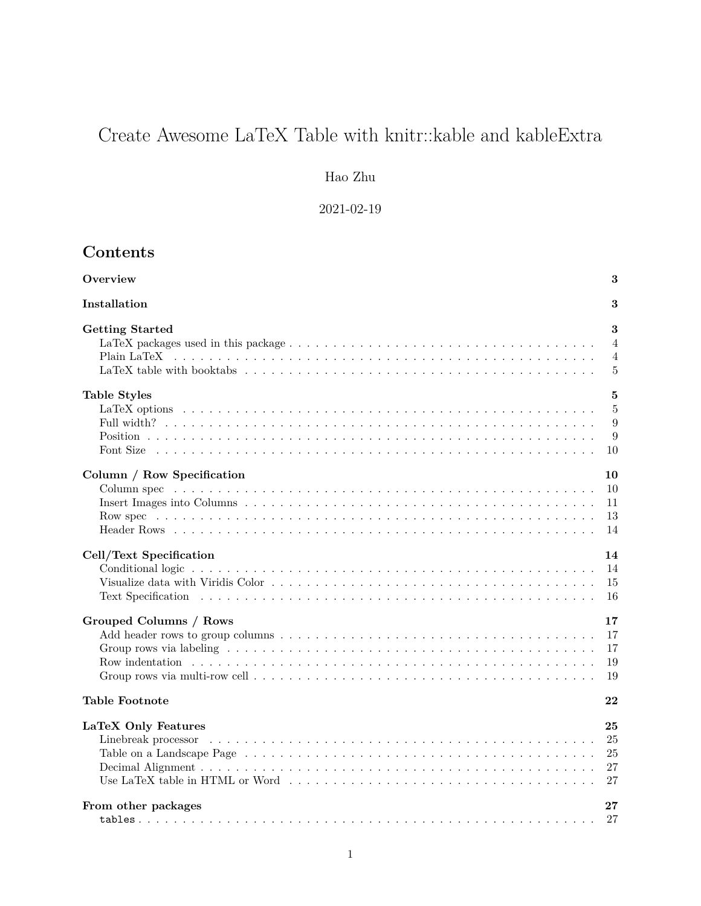# Create Awesome LaTeX Table with knitr::kable and kableExtra

Hao Zhu

2021-02-19

## Contents

**Overview** **3**

**Installation** **3**

**Getting Started** **3**
- LaTeX packages used in this package . . . 4
- Plain LaTeX . . . 4
- LaTeX table with booktabs . . . 5

**Table Styles** **5**
- LaTeX options . . . 5
- Full width? . . . 9
- Position . . . 9
- Font Size . . . 10

**Column / Row Specification** **10**
- Column spec . . . 10
- Insert Images into Columns . . . 11
- Row spec . . . 13
- Header Rows . . . 14

**Cell/Text Specification** **14**
- Conditional logic . . . 14
- Visualize data with Viridis Color . . . 15
- Text Specification . . . 16

**Grouped Columns / Rows** **17**
- Add header rows to group columns . . . 17
- Group rows via labeling . . . 17
- Row indentation . . . 19
- Group rows via multi-row cell . . . 19

**Table Footnote** **22**

**LaTeX Only Features** **25**
- Linebreak processor . . . 25
- Table on a Landscape Page . . . 25
- Decimal Alignment . . . 27
- Use LaTeX table in HTML or Word . . . 27

**From other packages** **27**
- `tables` . . . 27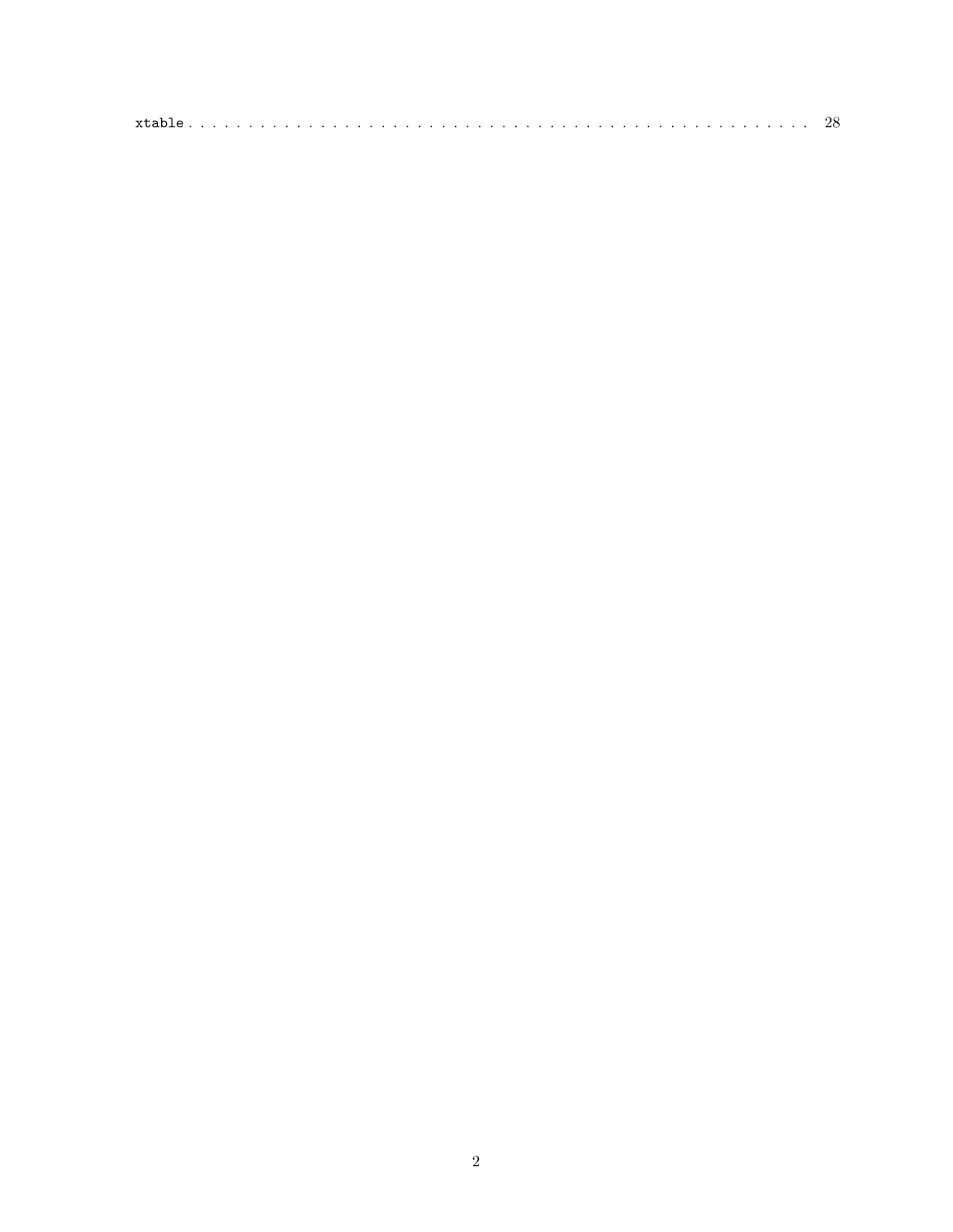`xtable` . . . . . . . . . . . . . . . . . . . . . . . . . . . . . . . . . . . . . . . . . . . . . . . . 28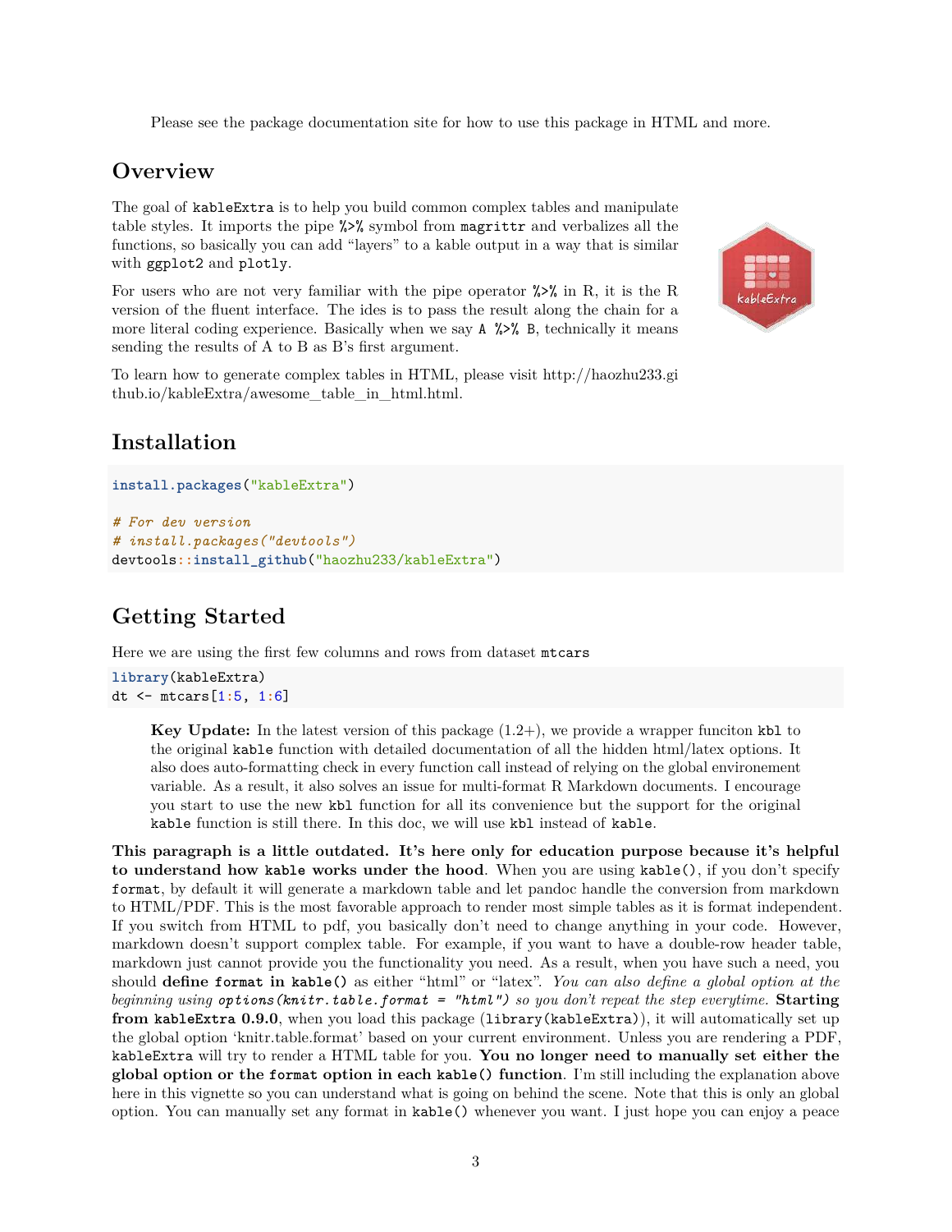Please see the package documentation site for how to use this package in HTML and more.

## Overview

The goal of `kableExtra` is to help you build common complex tables and manipulate table styles. It imports the pipe `%>%` symbol from `magrittr` and verbalizes all the functions, so basically you can add "layers" to a kable output in a way that is similar with `ggplot2` and `plotly`.

For users who are not very familiar with the pipe operator `%>%` in R, it is the R version of the fluent interface. The ides is to pass the result along the chain for a more literal coding experience. Basically when we say `A %>% B`, technically it means sending the results of A to B as B's first argument.

To learn how to generate complex tables in HTML, please visit http://haozhu233.github.io/kableExtra/awesome_table_in_html.html.

## Installation

```
install.packages("kableExtra")

# For dev version
# install.packages("devtools")
devtools::install_github("haozhu233/kableExtra")
```

## Getting Started

Here we are using the first few columns and rows from dataset `mtcars`

```
library(kableExtra)
dt <- mtcars[1:5, 1:6]
```

> **Key Update:** In the latest version of this package (1.2+), we provide a wrapper funciton `kbl` to the original `kable` function with detailed documentation of all the hidden html/latex options. It also does auto-formatting check in every function call instead of relying on the global environement variable. As a result, it also solves an issue for multi-format R Markdown documents. I encourage you start to use the new `kbl` function for all its convenience but the support for the original `kable` function is still there. In this doc, we will use `kbl` instead of `kable`.

**This paragraph is a little outdated. It's here only for education purpose because it's helpful to understand how `kable` works under the hood**. When you are using `kable()`, if you don't specify `format`, by default it will generate a markdown table and let pandoc handle the conversion from markdown to HTML/PDF. This is the most favorable approach to render most simple tables as it is format independent. If you switch from HTML to pdf, you basically don't need to change anything in your code. However, markdown doesn't support complex table. For example, if you want to have a double-row header table, markdown just cannot provide you the functionality you need. As a result, when you have such a need, you should **define `format` in `kable()`** as either "html" or "latex". *You can also define a global option at the beginning using `options(knitr.table.format = "html")` so you don't repeat the step everytime.* **Starting from `kableExtra` 0.9.0**, when you load this package (`library(kableExtra)`), it will automatically set up the global option 'knitr.table.format' based on your current environment. Unless you are rendering a PDF, `kableExtra` will try to render a HTML table for you. **You no longer need to manually set either the global option or the `format` option in each `kable()` function**. I'm still including the explanation above here in this vignette so you can understand what is going on behind the scene. Note that this is only an global option. You can manually set any format in `kable()` whenever you want. I just hope you can enjoy a peace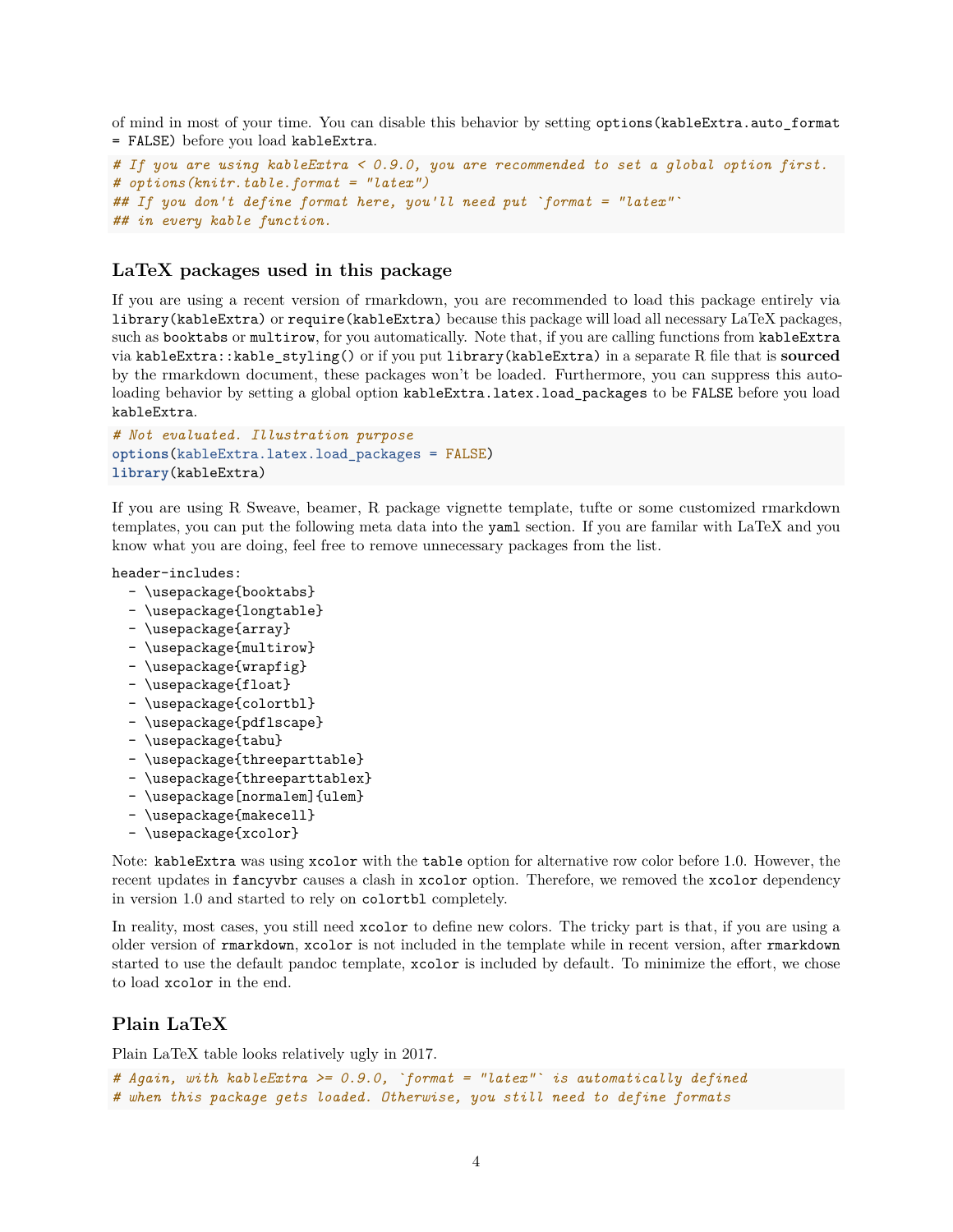of mind in most of your time. You can disable this behavior by setting `options(kableExtra.auto_format = FALSE)` before you load `kableExtra`.

```
# If you are using kableExtra < 0.9.0, you are recommended to set a global option first.
# options(knitr.table.format = "latex")
## If you don't define format here, you'll need put `format = "latex"`
## in every kable function.
```

### LaTeX packages used in this package

If you are using a recent version of rmarkdown, you are recommended to load this package entirely via `library(kableExtra)` or `require(kableExtra)` because this package will load all necessary LaTeX packages, such as `booktabs` or `multirow`, for you automatically. Note that, if you are calling functions from `kableExtra` via `kableExtra::kable_styling()` or if you put `library(kableExtra)` in a separate R file that is **sourced** by the rmarkdown document, these packages won't be loaded. Furthermore, you can suppress this auto-loading behavior by setting a global option `kableExtra.latex.load_packages` to be `FALSE` before you load `kableExtra`.

```
# Not evaluated. Illustration purpose
options(kableExtra.latex.load_packages = FALSE)
library(kableExtra)
```

If you are using R Sweave, beamer, R package vignette template, tufte or some customized rmarkdown templates, you can put the following meta data into the `yaml` section. If you are familar with LaTeX and you know what you are doing, feel free to remove unnecessary packages from the list.

```
header-includes:
  - \usepackage{booktabs}
  - \usepackage{longtable}
  - \usepackage{array}
  - \usepackage{multirow}
  - \usepackage{wrapfig}
  - \usepackage{float}
  - \usepackage{colortbl}
  - \usepackage{pdflscape}
  - \usepackage{tabu}
  - \usepackage{threeparttable}
  - \usepackage{threeparttablex}
  - \usepackage[normalem]{ulem}
  - \usepackage{makecell}
  - \usepackage{xcolor}
```

Note: `kableExtra` was using `xcolor` with the `table` option for alternative row color before 1.0. However, the recent updates in `fancyvbr` causes a clash in `xcolor` option. Therefore, we removed the `xcolor` dependency in version 1.0 and started to rely on `colortbl` completely.

In reality, most cases, you still need `xcolor` to define new colors. The tricky part is that, if you are using a older version of `rmarkdown`, `xcolor` is not included in the template while in recent version, after `rmarkdown` started to use the default pandoc template, `xcolor` is included by default. To minimize the effort, we chose to load `xcolor` in the end.

### Plain LaTeX

Plain LaTeX table looks relatively ugly in 2017.

```
# Again, with kableExtra >= 0.9.0, `format = "latex"` is automatically defined
# when this package gets loaded. Otherwise, you still need to define formats
```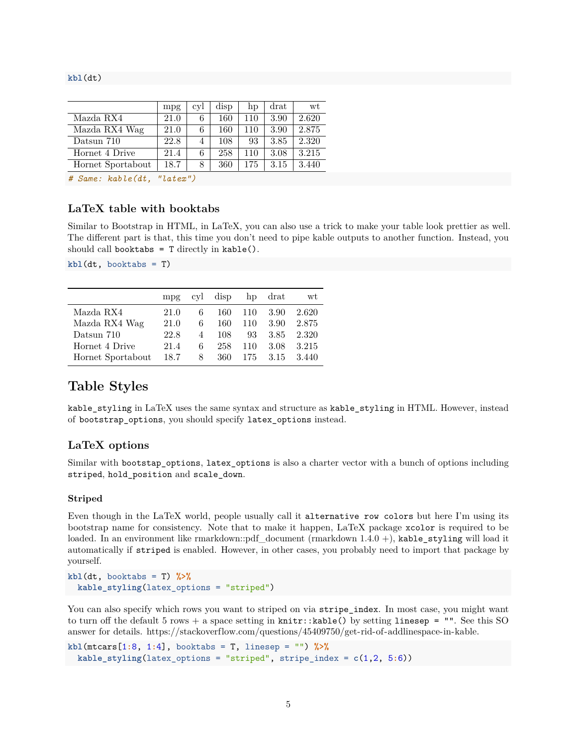```r
kbl(dt)
```

| | mpg | cyl | disp | hp | drat | wt |
|---|---|---|---|---|---|---|
| Mazda RX4 | 21.0 | 6 | 160 | 110 | 3.90 | 2.620 |
| Mazda RX4 Wag | 21.0 | 6 | 160 | 110 | 3.90 | 2.875 |
| Datsun 710 | 22.8 | 4 | 108 | 93 | 3.85 | 2.320 |
| Hornet 4 Drive | 21.4 | 6 | 258 | 110 | 3.08 | 3.215 |
| Hornet Sportabout | 18.7 | 8 | 360 | 175 | 3.15 | 3.440 |

```r
# Same: kable(dt, "latex")
```

### LaTeX table with booktabs

Similar to Bootstrap in HTML, in LaTeX, you can also use a trick to make your table look prettier as well. The different part is that, this time you don't need to pipe kable outputs to another function. Instead, you should call `booktabs = T` directly in `kable()`.

```r
kbl(dt, booktabs = T)
```

| | mpg | cyl | disp | hp | drat | wt |
|---|---|---|---|---|---|---|
| Mazda RX4 | 21.0 | 6 | 160 | 110 | 3.90 | 2.620 |
| Mazda RX4 Wag | 21.0 | 6 | 160 | 110 | 3.90 | 2.875 |
| Datsun 710 | 22.8 | 4 | 108 | 93 | 3.85 | 2.320 |
| Hornet 4 Drive | 21.4 | 6 | 258 | 110 | 3.08 | 3.215 |
| Hornet Sportabout | 18.7 | 8 | 360 | 175 | 3.15 | 3.440 |

## Table Styles

`kable_styling` in LaTeX uses the same syntax and structure as `kable_styling` in HTML. However, instead of `bootstrap_options`, you should specify `latex_options` instead.

### LaTeX options

Similar with `bootstap_options`, `latex_options` is also a charter vector with a bunch of options including `striped`, `hold_position` and `scale_down`.

#### Striped

Even though in the LaTeX world, people usually call it `alternative row colors` but here I'm using its bootstrap name for consistency. Note that to make it happen, LaTeX package `xcolor` is required to be loaded. In an environment like rmarkdown::pdf_document (rmarkdown 1.4.0 +), `kable_styling` will load it automatically if `striped` is enabled. However, in other cases, you probably need to import that package by yourself.

```r
kbl(dt, booktabs = T) %>%
  kable_styling(latex_options = "striped")
```

You can also specify which rows you want to striped on via `stripe_index`. In most case, you might want to turn off the default 5 rows + a space setting in `knitr::kable()` by setting `linesep = ""`. See this SO answer for details. https://stackoverflow.com/questions/45409750/get-rid-of-addlinespace-in-kable.

```r
kbl(mtcars[1:8, 1:4], booktabs = T, linesep = "") %>%
  kable_styling(latex_options = "striped", stripe_index = c(1,2, 5:6))
```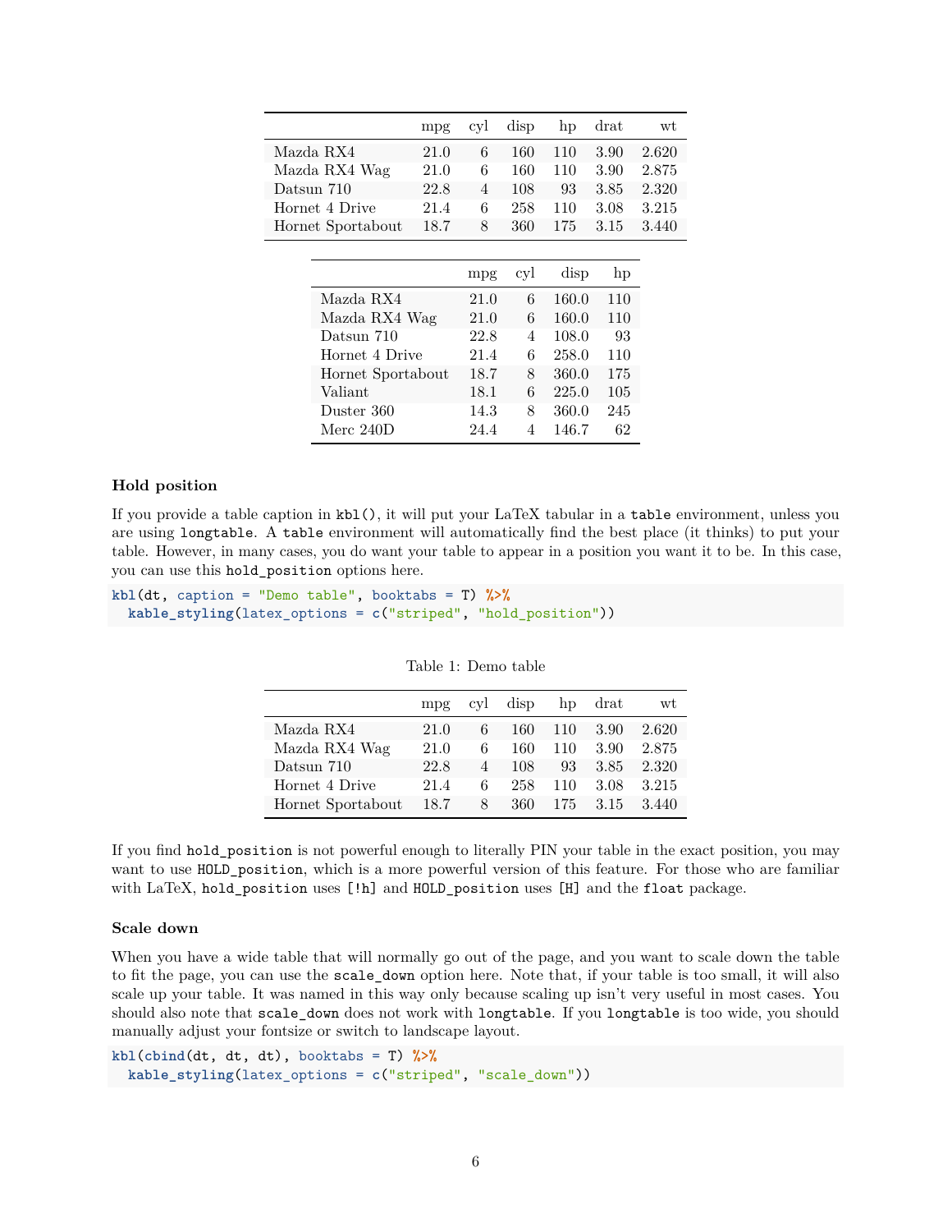| | mpg | cyl | disp | hp | drat | wt |
|---|---|---|---|---|---|---|
| Mazda RX4 | 21.0 | 6 | 160 | 110 | 3.90 | 2.620 |
| Mazda RX4 Wag | 21.0 | 6 | 160 | 110 | 3.90 | 2.875 |
| Datsun 710 | 22.8 | 4 | 108 | 93 | 3.85 | 2.320 |
| Hornet 4 Drive | 21.4 | 6 | 258 | 110 | 3.08 | 3.215 |
| Hornet Sportabout | 18.7 | 8 | 360 | 175 | 3.15 | 3.440 |

| | mpg | cyl | disp | hp |
|---|---|---|---|---|
| Mazda RX4 | 21.0 | 6 | 160.0 | 110 |
| Mazda RX4 Wag | 21.0 | 6 | 160.0 | 110 |
| Datsun 710 | 22.8 | 4 | 108.0 | 93 |
| Hornet 4 Drive | 21.4 | 6 | 258.0 | 110 |
| Hornet Sportabout | 18.7 | 8 | 360.0 | 175 |
| Valiant | 18.1 | 6 | 225.0 | 105 |
| Duster 360 | 14.3 | 8 | 360.0 | 245 |
| Merc 240D | 24.4 | 4 | 146.7 | 62 |

### Hold position

If you provide a table caption in `kbl()`, it will put your LaTeX tabular in a `table` environment, unless you are using `longtable`. A `table` environment will automatically find the best place (it thinks) to put your table. However, in many cases, you do want your table to appear in a position you want it to be. In this case, you can use this `hold_position` options here.

```
kbl(dt, caption = "Demo table", booktabs = T) %>%
  kable_styling(latex_options = c("striped", "hold_position"))
```

Table 1: Demo table

| | mpg | cyl | disp | hp | drat | wt |
|---|---|---|---|---|---|---|
| Mazda RX4 | 21.0 | 6 | 160 | 110 | 3.90 | 2.620 |
| Mazda RX4 Wag | 21.0 | 6 | 160 | 110 | 3.90 | 2.875 |
| Datsun 710 | 22.8 | 4 | 108 | 93 | 3.85 | 2.320 |
| Hornet 4 Drive | 21.4 | 6 | 258 | 110 | 3.08 | 3.215 |
| Hornet Sportabout | 18.7 | 8 | 360 | 175 | 3.15 | 3.440 |

If you find `hold_position` is not powerful enough to literally PIN your table in the exact position, you may want to use `HOLD_position`, which is a more powerful version of this feature. For those who are familiar with LaTeX, `hold_position` uses `[!h]` and `HOLD_position` uses `[H]` and the `float` package.

### Scale down

When you have a wide table that will normally go out of the page, and you want to scale down the table to fit the page, you can use the `scale_down` option here. Note that, if your table is too small, it will also scale up your table. It was named in this way only because scaling up isn't very useful in most cases. You should also note that `scale_down` does not work with `longtable`. If you `longtable` is too wide, you should manually adjust your fontsize or switch to landscape layout.

```
kbl(cbind(dt, dt, dt), booktabs = T) %>%
  kable_styling(latex_options = c("striped", "scale_down"))
```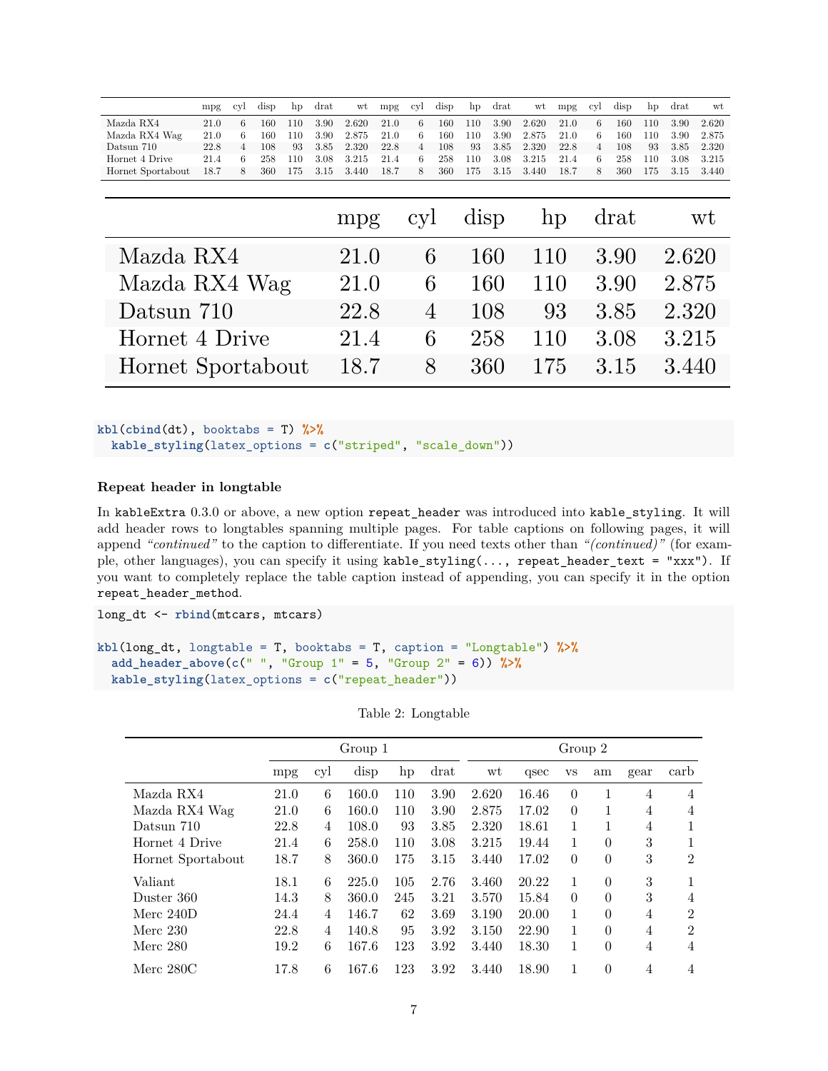| | mpg | cyl | disp | hp | drat | wt | mpg | cyl | disp | hp | drat | wt | mpg | cyl | disp | hp | drat | wt |
|---|---|---|---|---|---|---|---|---|---|---|---|---|---|---|---|---|---|---|
| Mazda RX4 | 21.0 | 6 | 160 | 110 | 3.90 | 2.620 | 21.0 | 6 | 160 | 110 | 3.90 | 2.620 | 21.0 | 6 | 160 | 110 | 3.90 | 2.620 |
| Mazda RX4 Wag | 21.0 | 6 | 160 | 110 | 3.90 | 2.875 | 21.0 | 6 | 160 | 110 | 3.90 | 2.875 | 21.0 | 6 | 160 | 110 | 3.90 | 2.875 |
| Datsun 710 | 22.8 | 4 | 108 | 93 | 3.85 | 2.320 | 22.8 | 4 | 108 | 93 | 3.85 | 2.320 | 22.8 | 4 | 108 | 93 | 3.85 | 2.320 |
| Hornet 4 Drive | 21.4 | 6 | 258 | 110 | 3.08 | 3.215 | 21.4 | 6 | 258 | 110 | 3.08 | 3.215 | 21.4 | 6 | 258 | 110 | 3.08 | 3.215 |
| Hornet Sportabout | 18.7 | 8 | 360 | 175 | 3.15 | 3.440 | 18.7 | 8 | 360 | 175 | 3.15 | 3.440 | 18.7 | 8 | 360 | 175 | 3.15 | 3.440 |

| | mpg | cyl | disp | hp | drat | wt |
|---|---|---|---|---|---|---|
| Mazda RX4 | 21.0 | 6 | 160 | 110 | 3.90 | 2.620 |
| Mazda RX4 Wag | 21.0 | 6 | 160 | 110 | 3.90 | 2.875 |
| Datsun 710 | 22.8 | 4 | 108 | 93 | 3.85 | 2.320 |
| Hornet 4 Drive | 21.4 | 6 | 258 | 110 | 3.08 | 3.215 |
| Hornet Sportabout | 18.7 | 8 | 360 | 175 | 3.15 | 3.440 |

```
kbl(cbind(dt), booktabs = T) %>%
  kable_styling(latex_options = c("striped", "scale_down"))
```

**Repeat header in longtable**

In `kableExtra` 0.3.0 or above, a new option `repeat_header` was introduced into `kable_styling`. It will add header rows to longtables spanning multiple pages. For table captions on following pages, it will append *"continued"* to the caption to differentiate. If you need texts other than *"(continued)"* (for example, other languages), you can specify it using `kable_styling(..., repeat_header_text = "xxx")`. If you want to completely replace the table caption instead of appending, you can specify it in the option `repeat_header_method`.

```
long_dt <- rbind(mtcars, mtcars)

kbl(long_dt, longtable = T, booktabs = T, caption = "Longtable") %>%
  add_header_above(c(" ", "Group 1" = 5, "Group 2" = 6)) %>%
  kable_styling(latex_options = c("repeat_header"))
```

Table 2: Longtable

| | Group 1 | | | | | Group 2 | | | | | |
|---|---|---|---|---|---|---|---|---|---|---|---|
| | mpg | cyl | disp | hp | drat | wt | qsec | vs | am | gear | carb |
| Mazda RX4 | 21.0 | 6 | 160.0 | 110 | 3.90 | 2.620 | 16.46 | 0 | 1 | 4 | 4 |
| Mazda RX4 Wag | 21.0 | 6 | 160.0 | 110 | 3.90 | 2.875 | 17.02 | 0 | 1 | 4 | 4 |
| Datsun 710 | 22.8 | 4 | 108.0 | 93 | 3.85 | 2.320 | 18.61 | 1 | 1 | 4 | 1 |
| Hornet 4 Drive | 21.4 | 6 | 258.0 | 110 | 3.08 | 3.215 | 19.44 | 1 | 0 | 3 | 1 |
| Hornet Sportabout | 18.7 | 8 | 360.0 | 175 | 3.15 | 3.440 | 17.02 | 0 | 0 | 3 | 2 |
| Valiant | 18.1 | 6 | 225.0 | 105 | 2.76 | 3.460 | 20.22 | 1 | 0 | 3 | 1 |
| Duster 360 | 14.3 | 8 | 360.0 | 245 | 3.21 | 3.570 | 15.84 | 0 | 0 | 3 | 4 |
| Merc 240D | 24.4 | 4 | 146.7 | 62 | 3.69 | 3.190 | 20.00 | 1 | 0 | 4 | 2 |
| Merc 230 | 22.8 | 4 | 140.8 | 95 | 3.92 | 3.150 | 22.90 | 1 | 0 | 4 | 2 |
| Merc 280 | 19.2 | 6 | 167.6 | 123 | 3.92 | 3.440 | 18.30 | 1 | 0 | 4 | 4 |
| Merc 280C | 17.8 | 6 | 167.6 | 123 | 3.92 | 3.440 | 18.90 | 1 | 0 | 4 | 4 |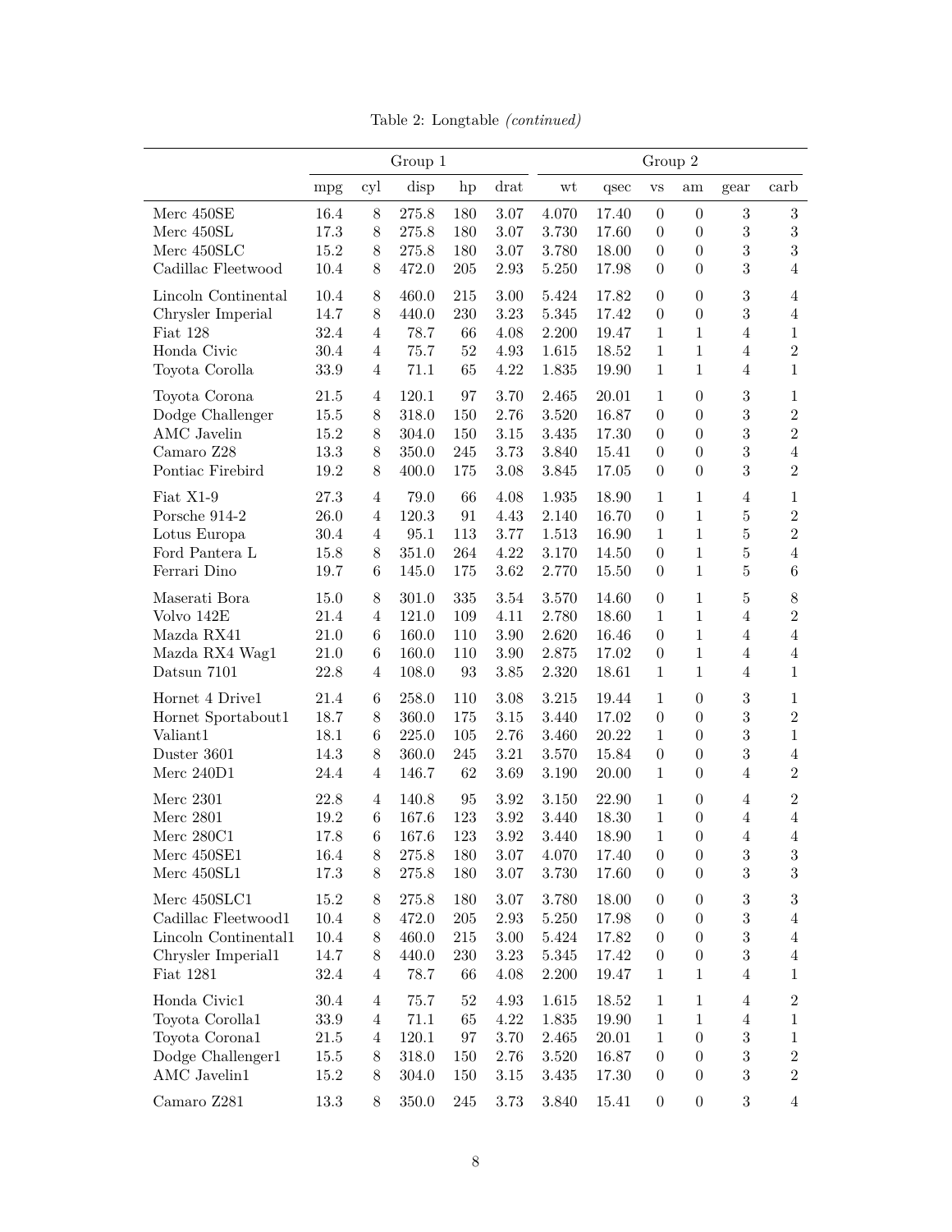Table 2: Longtable *(continued)*

| | Group 1 | | | | | Group 2 | | | | | |
|---|---|---|---|---|---|---|---|---|---|---|---|
| | mpg | cyl | disp | hp | drat | wt | qsec | vs | am | gear | carb |
| Merc 450SE | 16.4 | 8 | 275.8 | 180 | 3.07 | 4.070 | 17.40 | 0 | 0 | 3 | 3 |
| Merc 450SL | 17.3 | 8 | 275.8 | 180 | 3.07 | 3.730 | 17.60 | 0 | 0 | 3 | 3 |
| Merc 450SLC | 15.2 | 8 | 275.8 | 180 | 3.07 | 3.780 | 18.00 | 0 | 0 | 3 | 3 |
| Cadillac Fleetwood | 10.4 | 8 | 472.0 | 205 | 2.93 | 5.250 | 17.98 | 0 | 0 | 3 | 4 |
| Lincoln Continental | 10.4 | 8 | 460.0 | 215 | 3.00 | 5.424 | 17.82 | 0 | 0 | 3 | 4 |
| Chrysler Imperial | 14.7 | 8 | 440.0 | 230 | 3.23 | 5.345 | 17.42 | 0 | 0 | 3 | 4 |
| Fiat 128 | 32.4 | 4 | 78.7 | 66 | 4.08 | 2.200 | 19.47 | 1 | 1 | 4 | 1 |
| Honda Civic | 30.4 | 4 | 75.7 | 52 | 4.93 | 1.615 | 18.52 | 1 | 1 | 4 | 2 |
| Toyota Corolla | 33.9 | 4 | 71.1 | 65 | 4.22 | 1.835 | 19.90 | 1 | 1 | 4 | 1 |
| Toyota Corona | 21.5 | 4 | 120.1 | 97 | 3.70 | 2.465 | 20.01 | 1 | 0 | 3 | 1 |
| Dodge Challenger | 15.5 | 8 | 318.0 | 150 | 2.76 | 3.520 | 16.87 | 0 | 0 | 3 | 2 |
| AMC Javelin | 15.2 | 8 | 304.0 | 150 | 3.15 | 3.435 | 17.30 | 0 | 0 | 3 | 2 |
| Camaro Z28 | 13.3 | 8 | 350.0 | 245 | 3.73 | 3.840 | 15.41 | 0 | 0 | 3 | 4 |
| Pontiac Firebird | 19.2 | 8 | 400.0 | 175 | 3.08 | 3.845 | 17.05 | 0 | 0 | 3 | 2 |
| Fiat X1-9 | 27.3 | 4 | 79.0 | 66 | 4.08 | 1.935 | 18.90 | 1 | 1 | 4 | 1 |
| Porsche 914-2 | 26.0 | 4 | 120.3 | 91 | 4.43 | 2.140 | 16.70 | 0 | 1 | 5 | 2 |
| Lotus Europa | 30.4 | 4 | 95.1 | 113 | 3.77 | 1.513 | 16.90 | 1 | 1 | 5 | 2 |
| Ford Pantera L | 15.8 | 8 | 351.0 | 264 | 4.22 | 3.170 | 14.50 | 0 | 1 | 5 | 4 |
| Ferrari Dino | 19.7 | 6 | 145.0 | 175 | 3.62 | 2.770 | 15.50 | 0 | 1 | 5 | 6 |
| Maserati Bora | 15.0 | 8 | 301.0 | 335 | 3.54 | 3.570 | 14.60 | 0 | 1 | 5 | 8 |
| Volvo 142E | 21.4 | 4 | 121.0 | 109 | 4.11 | 2.780 | 18.60 | 1 | 1 | 4 | 2 |
| Mazda RX41 | 21.0 | 6 | 160.0 | 110 | 3.90 | 2.620 | 16.46 | 0 | 1 | 4 | 4 |
| Mazda RX4 Wag1 | 21.0 | 6 | 160.0 | 110 | 3.90 | 2.875 | 17.02 | 0 | 1 | 4 | 4 |
| Datsun 7101 | 22.8 | 4 | 108.0 | 93 | 3.85 | 2.320 | 18.61 | 1 | 1 | 4 | 1 |
| Hornet 4 Drive1 | 21.4 | 6 | 258.0 | 110 | 3.08 | 3.215 | 19.44 | 1 | 0 | 3 | 1 |
| Hornet Sportabout1 | 18.7 | 8 | 360.0 | 175 | 3.15 | 3.440 | 17.02 | 0 | 0 | 3 | 2 |
| Valiant1 | 18.1 | 6 | 225.0 | 105 | 2.76 | 3.460 | 20.22 | 1 | 0 | 3 | 1 |
| Duster 3601 | 14.3 | 8 | 360.0 | 245 | 3.21 | 3.570 | 15.84 | 0 | 0 | 3 | 4 |
| Merc 240D1 | 24.4 | 4 | 146.7 | 62 | 3.69 | 3.190 | 20.00 | 1 | 0 | 4 | 2 |
| Merc 2301 | 22.8 | 4 | 140.8 | 95 | 3.92 | 3.150 | 22.90 | 1 | 0 | 4 | 2 |
| Merc 2801 | 19.2 | 6 | 167.6 | 123 | 3.92 | 3.440 | 18.30 | 1 | 0 | 4 | 4 |
| Merc 280C1 | 17.8 | 6 | 167.6 | 123 | 3.92 | 3.440 | 18.90 | 1 | 0 | 4 | 4 |
| Merc 450SE1 | 16.4 | 8 | 275.8 | 180 | 3.07 | 4.070 | 17.40 | 0 | 0 | 3 | 3 |
| Merc 450SL1 | 17.3 | 8 | 275.8 | 180 | 3.07 | 3.730 | 17.60 | 0 | 0 | 3 | 3 |
| Merc 450SLC1 | 15.2 | 8 | 275.8 | 180 | 3.07 | 3.780 | 18.00 | 0 | 0 | 3 | 3 |
| Cadillac Fleetwood1 | 10.4 | 8 | 472.0 | 205 | 2.93 | 5.250 | 17.98 | 0 | 0 | 3 | 4 |
| Lincoln Continental1 | 10.4 | 8 | 460.0 | 215 | 3.00 | 5.424 | 17.82 | 0 | 0 | 3 | 4 |
| Chrysler Imperial1 | 14.7 | 8 | 440.0 | 230 | 3.23 | 5.345 | 17.42 | 0 | 0 | 3 | 4 |
| Fiat 1281 | 32.4 | 4 | 78.7 | 66 | 4.08 | 2.200 | 19.47 | 1 | 1 | 4 | 1 |
| Honda Civic1 | 30.4 | 4 | 75.7 | 52 | 4.93 | 1.615 | 18.52 | 1 | 1 | 4 | 2 |
| Toyota Corolla1 | 33.9 | 4 | 71.1 | 65 | 4.22 | 1.835 | 19.90 | 1 | 1 | 4 | 1 |
| Toyota Corona1 | 21.5 | 4 | 120.1 | 97 | 3.70 | 2.465 | 20.01 | 1 | 0 | 3 | 1 |
| Dodge Challenger1 | 15.5 | 8 | 318.0 | 150 | 2.76 | 3.520 | 16.87 | 0 | 0 | 3 | 2 |
| AMC Javelin1 | 15.2 | 8 | 304.0 | 150 | 3.15 | 3.435 | 17.30 | 0 | 0 | 3 | 2 |
| Camaro Z281 | 13.3 | 8 | 350.0 | 245 | 3.73 | 3.840 | 15.41 | 0 | 0 | 3 | 4 |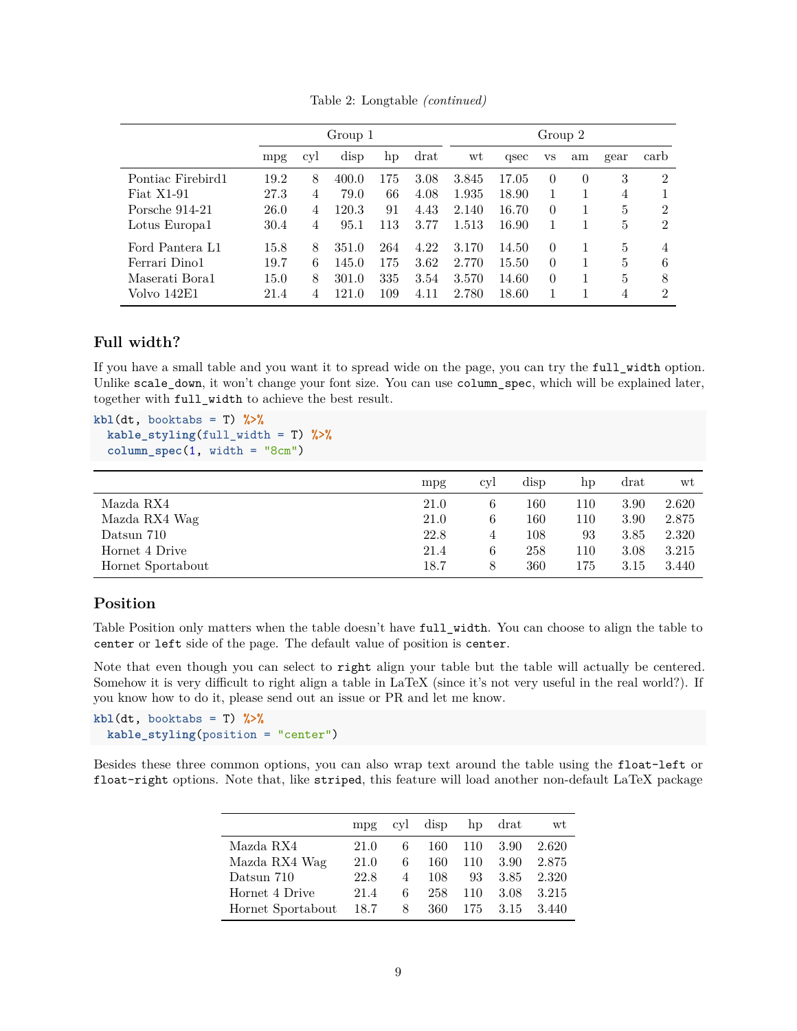Table 2: Longtable *(continued)*

| | Group 1 | | | | | Group 2 | | | | | |
|---|---|---|---|---|---|---|---|---|---|---|---|
| | mpg | cyl | disp | hp | drat | wt | qsec | vs | am | gear | carb |
| Pontiac Firebird1 | 19.2 | 8 | 400.0 | 175 | 3.08 | 3.845 | 17.05 | 0 | 0 | 3 | 2 |
| Fiat X1-91 | 27.3 | 4 | 79.0 | 66 | 4.08 | 1.935 | 18.90 | 1 | 1 | 4 | 1 |
| Porsche 914-21 | 26.0 | 4 | 120.3 | 91 | 4.43 | 2.140 | 16.70 | 0 | 1 | 5 | 2 |
| Lotus Europa1 | 30.4 | 4 | 95.1 | 113 | 3.77 | 1.513 | 16.90 | 1 | 1 | 5 | 2 |
| Ford Pantera L1 | 15.8 | 8 | 351.0 | 264 | 4.22 | 3.170 | 14.50 | 0 | 1 | 5 | 4 |
| Ferrari Dino1 | 19.7 | 6 | 145.0 | 175 | 3.62 | 2.770 | 15.50 | 0 | 1 | 5 | 6 |
| Maserati Bora1 | 15.0 | 8 | 301.0 | 335 | 3.54 | 3.570 | 14.60 | 0 | 1 | 5 | 8 |
| Volvo 142E1 | 21.4 | 4 | 121.0 | 109 | 4.11 | 2.780 | 18.60 | 1 | 1 | 4 | 2 |

### Full width?

If you have a small table and you want it to spread wide on the page, you can try the `full_width` option. Unlike `scale_down`, it won't change your font size. You can use `column_spec`, which will be explained later, together with `full_width` to achieve the best result.

```
kbl(dt, booktabs = T) %>%
  kable_styling(full_width = T) %>%
  column_spec(1, width = "8cm")
```

| | mpg | cyl | disp | hp | drat | wt |
|---|---|---|---|---|---|---|
| Mazda RX4 | 21.0 | 6 | 160 | 110 | 3.90 | 2.620 |
| Mazda RX4 Wag | 21.0 | 6 | 160 | 110 | 3.90 | 2.875 |
| Datsun 710 | 22.8 | 4 | 108 | 93 | 3.85 | 2.320 |
| Hornet 4 Drive | 21.4 | 6 | 258 | 110 | 3.08 | 3.215 |
| Hornet Sportabout | 18.7 | 8 | 360 | 175 | 3.15 | 3.440 |

### Position

Table Position only matters when the table doesn't have `full_width`. You can choose to align the table to `center` or `left` side of the page. The default value of position is `center`.

Note that even though you can select to `right` align your table but the table will actually be centered. Somehow it is very difficult to right align a table in LaTeX (since it's not very useful in the real world?). If you know how to do it, please send out an issue or PR and let me know.

```
kbl(dt, booktabs = T) %>%
  kable_styling(position = "center")
```

Besides these three common options, you can also wrap text around the table using the `float-left` or `float-right` options. Note that, like `striped`, this feature will load another non-default LaTeX package

| | mpg | cyl | disp | hp | drat | wt |
|---|---|---|---|---|---|---|
| Mazda RX4 | 21.0 | 6 | 160 | 110 | 3.90 | 2.620 |
| Mazda RX4 Wag | 21.0 | 6 | 160 | 110 | 3.90 | 2.875 |
| Datsun 710 | 22.8 | 4 | 108 | 93 | 3.85 | 2.320 |
| Hornet 4 Drive | 21.4 | 6 | 258 | 110 | 3.08 | 3.215 |
| Hornet Sportabout | 18.7 | 8 | 360 | 175 | 3.15 | 3.440 |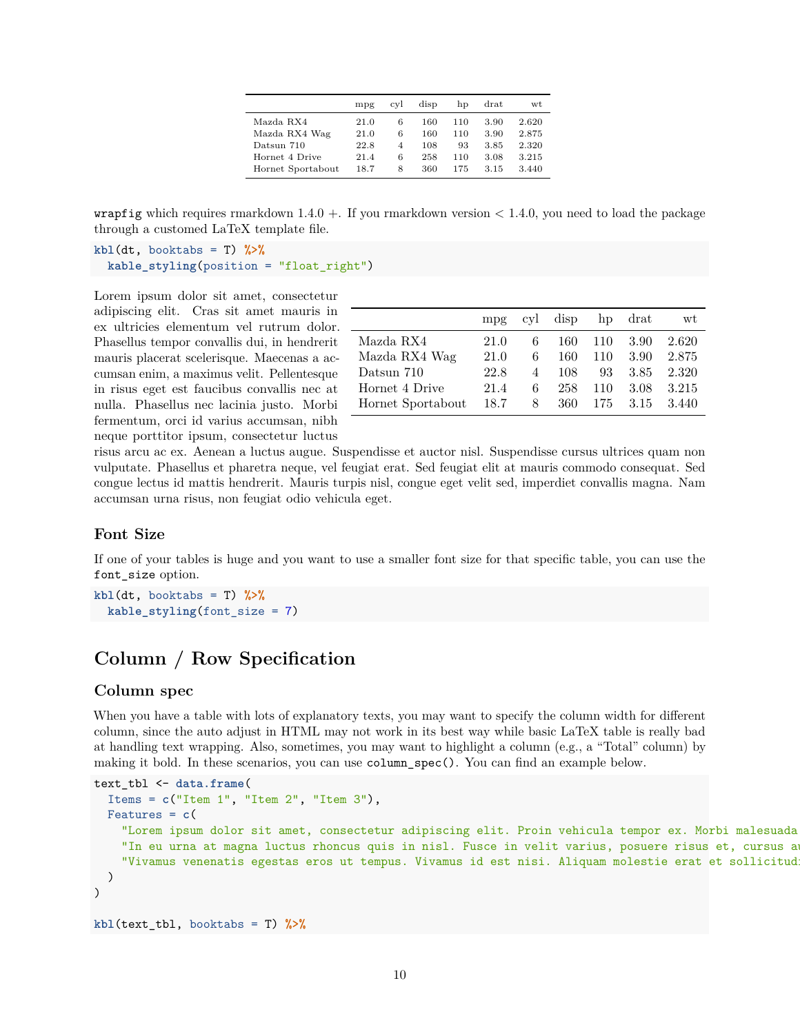|  | mpg | cyl | disp | hp | drat | wt |
|---|---|---|---|---|---|---|
| Mazda RX4 | 21.0 | 6 | 160 | 110 | 3.90 | 2.620 |
| Mazda RX4 Wag | 21.0 | 6 | 160 | 110 | 3.90 | 2.875 |
| Datsun 710 | 22.8 | 4 | 108 | 93 | 3.85 | 2.320 |
| Hornet 4 Drive | 21.4 | 6 | 258 | 110 | 3.08 | 3.215 |
| Hornet Sportabout | 18.7 | 8 | 360 | 175 | 3.15 | 3.440 |

`wrapfig` which requires rmarkdown 1.4.0 +. If you rmarkdown version < 1.4.0, you need to load the package through a customed LaTeX template file.

```
kbl(dt, booktabs = T) %>%
  kable_styling(position = "float_right")
```

Lorem ipsum dolor sit amet, consectetur adipiscing elit. Cras sit amet mauris in ex ultricies elementum vel rutrum dolor. Phasellus tempor convallis dui, in hendrerit mauris placerat scelerisque. Maecenas a accumsan enim, a maximus velit. Pellentesque in risus eget est faucibus convallis nec at nulla. Phasellus nec lacinia justo. Morbi fermentum, orci id varius accumsan, nibh neque porttitor ipsum, consectetur luctus risus arcu ac ex. Aenean a luctus augue. Suspendisse et auctor nisl. Suspendisse cursus ultrices quam non vulputate. Phasellus et pharetra neque, vel feugiat erat. Sed feugiat elit at mauris commodo consequat. Sed congue lectus id mattis hendrerit. Mauris turpis nisl, congue eget velit sed, imperdiet convallis magna. Nam accumsan urna risus, non feugiat odio vehicula eget.

|  | mpg | cyl | disp | hp | drat | wt |
|---|---|---|---|---|---|---|
| Mazda RX4 | 21.0 | 6 | 160 | 110 | 3.90 | 2.620 |
| Mazda RX4 Wag | 21.0 | 6 | 160 | 110 | 3.90 | 2.875 |
| Datsun 710 | 22.8 | 4 | 108 | 93 | 3.85 | 2.320 |
| Hornet 4 Drive | 21.4 | 6 | 258 | 110 | 3.08 | 3.215 |
| Hornet Sportabout | 18.7 | 8 | 360 | 175 | 3.15 | 3.440 |

### Font Size

If one of your tables is huge and you want to use a smaller font size for that specific table, you can use the `font_size` option.

```
kbl(dt, booktabs = T) %>%
  kable_styling(font_size = 7)
```

## Column / Row Specification

### Column spec

When you have a table with lots of explanatory texts, you may want to specify the column width for different column, since the auto adjust in HTML may not work in its best way while basic LaTeX table is really bad at handling text wrapping. Also, sometimes, you may want to highlight a column (e.g., a "Total" column) by making it bold. In these scenarios, you can use `column_spec()`. You can find an example below.

```
text_tbl <- data.frame(
  Items = c("Item 1", "Item 2", "Item 3"),
  Features = c(
    "Lorem ipsum dolor sit amet, consectetur adipiscing elit. Proin vehicula tempor ex. Morbi malesuada
    "In eu urna at magna luctus rhoncus quis in nisl. Fusce in velit varius, posuere risus et, cursus au
    "Vivamus venenatis egestas eros ut tempus. Vivamus id est nisi. Aliquam molestie erat et sollicitudi
  )
)

kbl(text_tbl, booktabs = T) %>%
```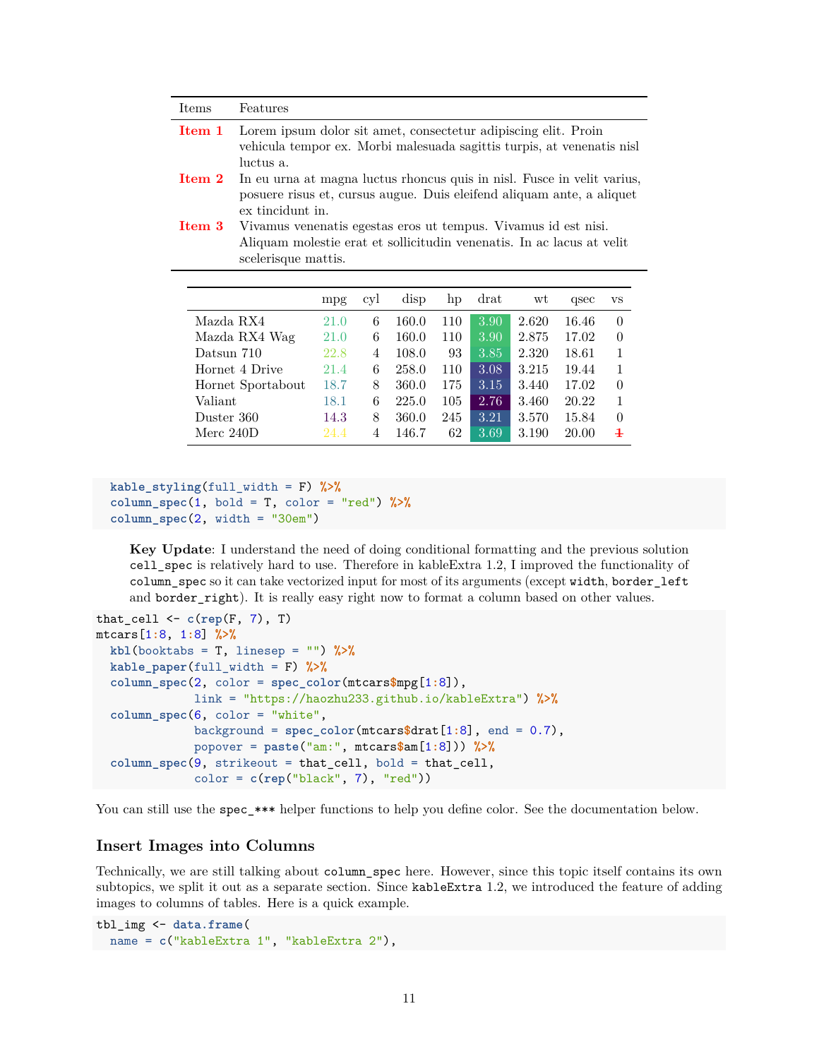| Items | Features |
|---|---|
| **Item 1** | Lorem ipsum dolor sit amet, consectetur adipiscing elit. Proin vehicula tempor ex. Morbi malesuada sagittis turpis, at venenatis nisl luctus a. |
| **Item 2** | In eu urna at magna luctus rhoncus quis in nisl. Fusce in velit varius, posuere risus et, cursus augue. Duis eleifend aliquam ante, a aliquet ex tincidunt in. |
| **Item 3** | Vivamus venenatis egestas eros ut tempus. Vivamus id est nisi. Aliquam molestie erat et sollicitudin venenatis. In ac lacus at velit scelerisque mattis. |

| | mpg | cyl | disp | hp | drat | wt | qsec | vs |
|---|---|---|---|---|---|---|---|---|
| Mazda RX4 | 21.0 | 6 | 160.0 | 110 | 3.90 | 2.620 | 16.46 | 0 |
| Mazda RX4 Wag | 21.0 | 6 | 160.0 | 110 | 3.90 | 2.875 | 17.02 | 0 |
| Datsun 710 | 22.8 | 4 | 108.0 | 93 | 3.85 | 2.320 | 18.61 | 1 |
| Hornet 4 Drive | 21.4 | 6 | 258.0 | 110 | 3.08 | 3.215 | 19.44 | 1 |
| Hornet Sportabout | 18.7 | 8 | 360.0 | 175 | 3.15 | 3.440 | 17.02 | 0 |
| Valiant | 18.1 | 6 | 225.0 | 105 | 2.76 | 3.460 | 20.22 | 1 |
| Duster 360 | 14.3 | 8 | 360.0 | 245 | 3.21 | 3.570 | 15.84 | 0 |
| Merc 240D | 24.4 | 4 | 146.7 | 62 | 3.69 | 3.190 | 20.00 | ~~**1**~~ |

```
  kable_styling(full_width = F) %>%
  column_spec(1, bold = T, color = "red") %>%
  column_spec(2, width = "30em")
```

> **Key Update**: I understand the need of doing conditional formatting and the previous solution `cell_spec` is relatively hard to use. Therefore in kableExtra 1.2, I improved the functionality of `column_spec` so it can take vectorized input for most of its arguments (except `width`, `border_left` and `border_right`). It is really easy right now to format a column based on other values.

```
that_cell <- c(rep(F, 7), T)
mtcars[1:8, 1:8] %>%
  kbl(booktabs = T, linesep = "") %>%
  kable_paper(full_width = F) %>%
  column_spec(2, color = spec_color(mtcars$mpg[1:8]),
              link = "https://haozhu233.github.io/kableExtra") %>%
  column_spec(6, color = "white",
              background = spec_color(mtcars$drat[1:8], end = 0.7),
              popover = paste("am:", mtcars$am[1:8])) %>%
  column_spec(9, strikeout = that_cell, bold = that_cell,
              color = c(rep("black", 7), "red"))
```

You can still use the `spec_***` helper functions to help you define color. See the documentation below.

### Insert Images into Columns

Technically, we are still talking about `column_spec` here. However, since this topic itself contains its own subtopics, we split it out as a separate section. Since `kableExtra` 1.2, we introduced the feature of adding images to columns of tables. Here is a quick example.

```
tbl_img <- data.frame(
  name = c("kableExtra 1", "kableExtra 2"),
```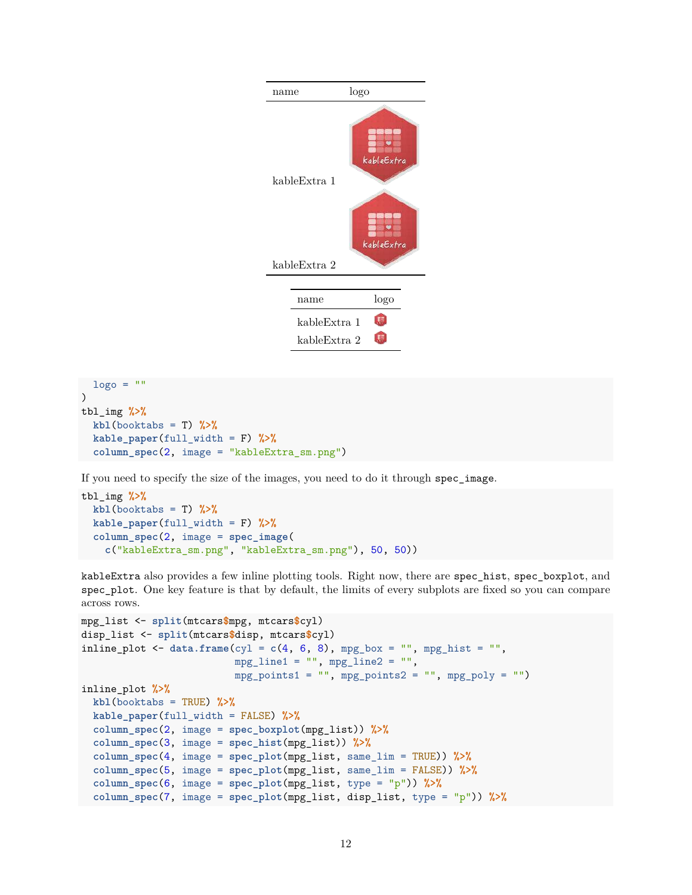| name | logo |
|---|---|
| kableExtra 1 | |
| kableExtra 2 | |

| name | logo |
|---|---|
| kableExtra 1 | |
| kableExtra 2 | |

```
  logo = ""
)
tbl_img %>%
  kbl(booktabs = T) %>%
  kable_paper(full_width = F) %>%
  column_spec(2, image = "kableExtra_sm.png")
```

If you need to specify the size of the images, you need to do it through `spec_image`.

```
tbl_img %>%
  kbl(booktabs = T) %>%
  kable_paper(full_width = F) %>%
  column_spec(2, image = spec_image(
    c("kableExtra_sm.png", "kableExtra_sm.png"), 50, 50))
```

`kableExtra` also provides a few inline plotting tools. Right now, there are `spec_hist`, `spec_boxplot`, and `spec_plot`. One key feature is that by default, the limits of every subplots are fixed so you can compare across rows.

```
mpg_list <- split(mtcars$mpg, mtcars$cyl)
disp_list <- split(mtcars$disp, mtcars$cyl)
inline_plot <- data.frame(cyl = c(4, 6, 8), mpg_box = "", mpg_hist = "",
                          mpg_line1 = "", mpg_line2 = "",
                          mpg_points1 = "", mpg_points2 = "", mpg_poly = "")
inline_plot %>%
  kbl(booktabs = TRUE) %>%
  kable_paper(full_width = FALSE) %>%
  column_spec(2, image = spec_boxplot(mpg_list)) %>%
  column_spec(3, image = spec_hist(mpg_list)) %>%
  column_spec(4, image = spec_plot(mpg_list, same_lim = TRUE)) %>%
  column_spec(5, image = spec_plot(mpg_list, same_lim = FALSE)) %>%
  column_spec(6, image = spec_plot(mpg_list, type = "p")) %>%
  column_spec(7, image = spec_plot(mpg_list, disp_list, type = "p")) %>%
```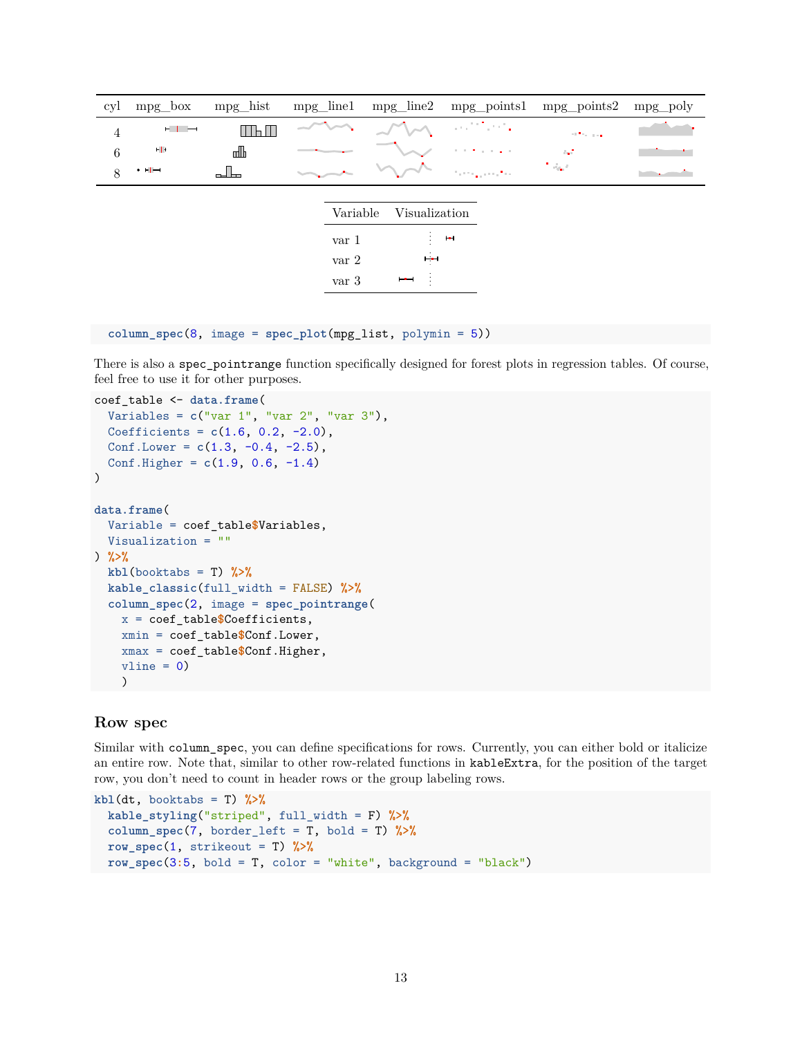| cyl | mpg_box | mpg_hist | mpg_line1 | mpg_line2 | mpg_points1 | mpg_points2 | mpg_poly |
|---|---|---|---|---|---|---|---|
| 4 | | | | | | | |
| 6 | | | | | | | |
| 8 | | | | | | | |

| Variable | Visualization |
|---|---|
| var 1 | |
| var 2 | |
| var 3 | |

```
  column_spec(8, image = spec_plot(mpg_list, polymin = 5))
```

There is also a `spec_pointrange` function specifically designed for forest plots in regression tables. Of course, feel free to use it for other purposes.

```
coef_table <- data.frame(
  Variables = c("var 1", "var 2", "var 3"),
  Coefficients = c(1.6, 0.2, -2.0),
  Conf.Lower = c(1.3, -0.4, -2.5),
  Conf.Higher = c(1.9, 0.6, -1.4)
)

data.frame(
  Variable = coef_table$Variables,
  Visualization = ""
) %>%
  kbl(booktabs = T) %>%
  kable_classic(full_width = FALSE) %>%
  column_spec(2, image = spec_pointrange(
    x = coef_table$Coefficients,
    xmin = coef_table$Conf.Lower,
    xmax = coef_table$Conf.Higher,
    vline = 0)
    )
```

### Row spec

Similar with `column_spec`, you can define specifications for rows. Currently, you can either bold or italicize an entire row. Note that, similar to other row-related functions in `kableExtra`, for the position of the target row, you don't need to count in header rows or the group labeling rows.

```
kbl(dt, booktabs = T) %>%
  kable_styling("striped", full_width = F) %>%
  column_spec(7, border_left = T, bold = T) %>%
  row_spec(1, strikeout = T) %>%
  row_spec(3:5, bold = T, color = "white", background = "black")
```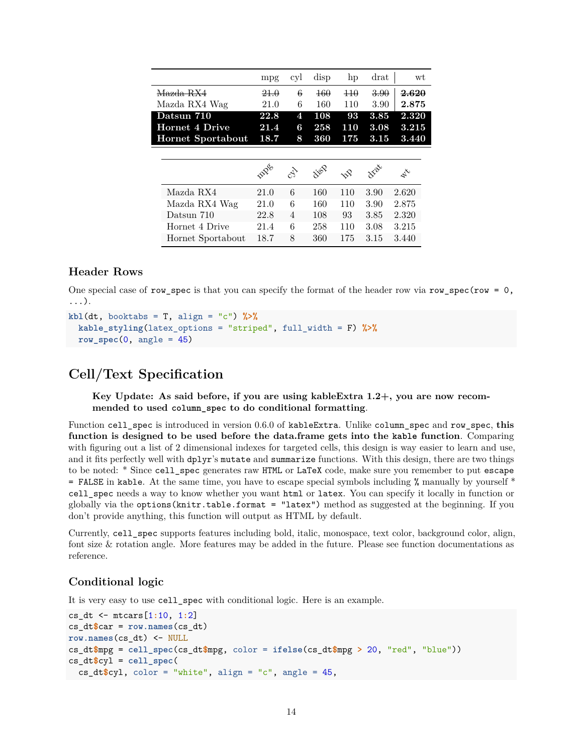| | mpg | cyl | disp | hp | drat | wt |
|---|---|---|---|---|---|---|
| ~~Mazda RX4~~ | ~~21.0~~ | ~~6~~ | ~~160~~ | ~~110~~ | ~~3.90~~ | ~~**2.620**~~ |
| Mazda RX4 Wag | 21.0 | 6 | 160 | 110 | 3.90 | **2.875** |
| **Datsun 710** | **22.8** | **4** | **108** | **93** | **3.85** | **2.320** |
| **Hornet 4 Drive** | **21.4** | **6** | **258** | **110** | **3.08** | **3.215** |
| **Hornet Sportabout** | **18.7** | **8** | **360** | **175** | **3.15** | **3.440** |

| | mpg | cyl | disp | hp | drat | wt |
|---|---|---|---|---|---|---|
| Mazda RX4 | 21.0 | 6 | 160 | 110 | 3.90 | 2.620 |
| Mazda RX4 Wag | 21.0 | 6 | 160 | 110 | 3.90 | 2.875 |
| Datsun 710 | 22.8 | 4 | 108 | 93 | 3.85 | 2.320 |
| Hornet 4 Drive | 21.4 | 6 | 258 | 110 | 3.08 | 3.215 |
| Hornet Sportabout | 18.7 | 8 | 360 | 175 | 3.15 | 3.440 |

### Header Rows

One special case of `row_spec` is that you can specify the format of the header row via `row_spec(row = 0, ...)`.

```
kbl(dt, booktabs = T, align = "c") %>%
  kable_styling(latex_options = "striped", full_width = F) %>%
  row_spec(0, angle = 45)
```

## Cell/Text Specification

> **Key Update: As said before, if you are using kableExtra 1.2+, you are now recommended to used `column_spec` to do conditional formatting.**

Function `cell_spec` is introduced in version 0.6.0 of `kableExtra`. Unlike `column_spec` and `row_spec`, **this function is designed to be used before the data.frame gets into the `kable` function**. Comparing with figuring out a list of 2 dimensional indexes for targeted cells, this design is way easier to learn and use, and it fits perfectly well with `dplyr`'s `mutate` and `summarize` functions. With this design, there are two things to be noted: * Since `cell_spec` generates raw `HTML` or `LaTeX` code, make sure you remember to put `escape = FALSE` in `kable`. At the same time, you have to escape special symbols including `%` manually by yourself * `cell_spec` needs a way to know whether you want `html` or `latex`. You can specify it locally in function or globally via the `options(knitr.table.format = "latex")` method as suggested at the beginning. If you don't provide anything, this function will output as HTML by default.

Currently, `cell_spec` supports features including bold, italic, monospace, text color, background color, align, font size & rotation angle. More features may be added in the future. Please see function documentations as reference.

### Conditional logic

It is very easy to use `cell_spec` with conditional logic. Here is an example.

```
cs_dt <- mtcars[1:10, 1:2]
cs_dt$car = row.names(cs_dt)
row.names(cs_dt) <- NULL
cs_dt$mpg = cell_spec(cs_dt$mpg, color = ifelse(cs_dt$mpg > 20, "red", "blue"))
cs_dt$cyl = cell_spec(
  cs_dt$cyl, color = "white", align = "c", angle = 45,
```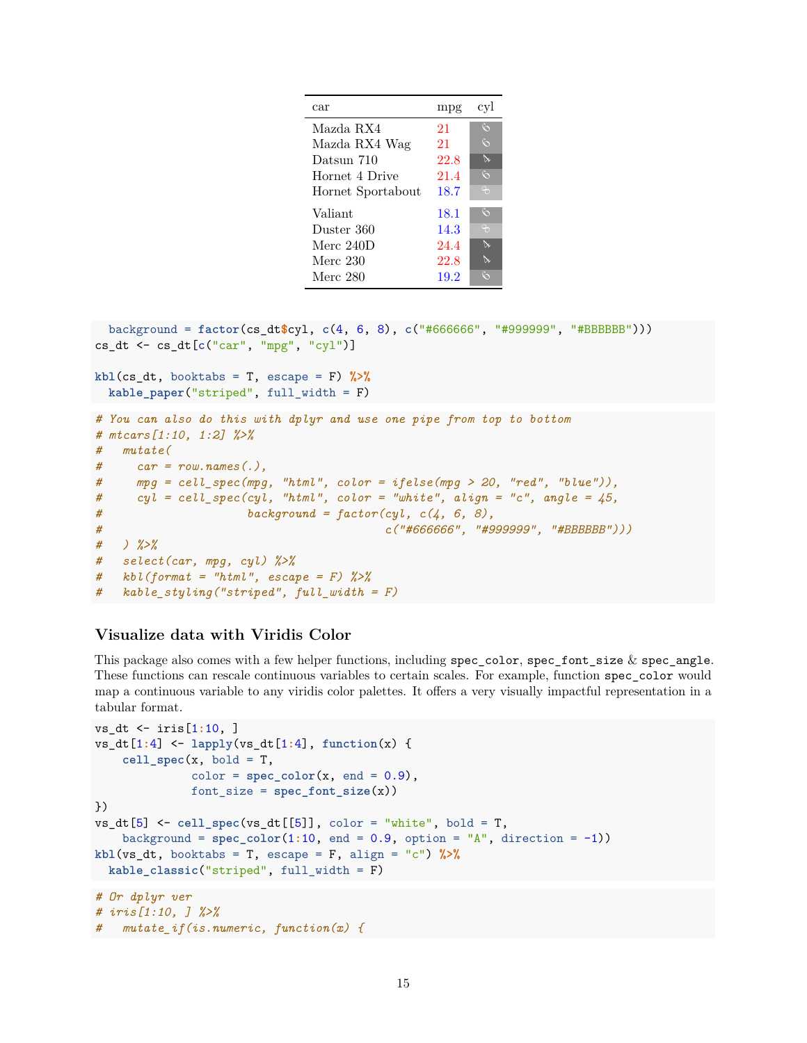| car | mpg | cyl |
|---|---|---|
| Mazda RX4 | 21 | 6 |
| Mazda RX4 Wag | 21 | 6 |
| Datsun 710 | 22.8 | 4 |
| Hornet 4 Drive | 21.4 | 6 |
| Hornet Sportabout | 18.7 | 8 |
| Valiant | 18.1 | 6 |
| Duster 360 | 14.3 | 8 |
| Merc 240D | 24.4 | 4 |
| Merc 230 | 22.8 | 4 |
| Merc 280 | 19.2 | 6 |

```
  background = factor(cs_dt$cyl, c(4, 6, 8), c("#666666", "#999999", "#BBBBBB")))
cs_dt <- cs_dt[c("car", "mpg", "cyl")]

kbl(cs_dt, booktabs = T, escape = F) %>%
  kable_paper("striped", full_width = F)
```

```
# You can also do this with dplyr and use one pipe from top to bottom
# mtcars[1:10, 1:2] %>%
#   mutate(
#     car = row.names(.),
#     mpg = cell_spec(mpg, "html", color = ifelse(mpg > 20, "red", "blue")),
#     cyl = cell_spec(cyl, "html", color = "white", align = "c", angle = 45,
#                     background = factor(cyl, c(4, 6, 8),
#                                         c("#666666", "#999999", "#BBBBBB")))
#   ) %>%
#   select(car, mpg, cyl) %>%
#   kbl(format = "html", escape = F) %>%
#   kable_styling("striped", full_width = F)
```

### Visualize data with Viridis Color

This package also comes with a few helper functions, including `spec_color`, `spec_font_size` & `spec_angle`. These functions can rescale continuous variables to certain scales. For example, function `spec_color` would map a continuous variable to any viridis color palettes. It offers a very visually impactful representation in a tabular format.

```
vs_dt <- iris[1:10, ]
vs_dt[1:4] <- lapply(vs_dt[1:4], function(x) {
    cell_spec(x, bold = T,
              color = spec_color(x, end = 0.9),
              font_size = spec_font_size(x))
})
vs_dt[5] <- cell_spec(vs_dt[[5]], color = "white", bold = T,
    background = spec_color(1:10, end = 0.9, option = "A", direction = -1))
kbl(vs_dt, booktabs = T, escape = F, align = "c") %>%
  kable_classic("striped", full_width = F)
```

```
# Or dplyr ver
# iris[1:10, ] %>%
#   mutate_if(is.numeric, function(x) {
```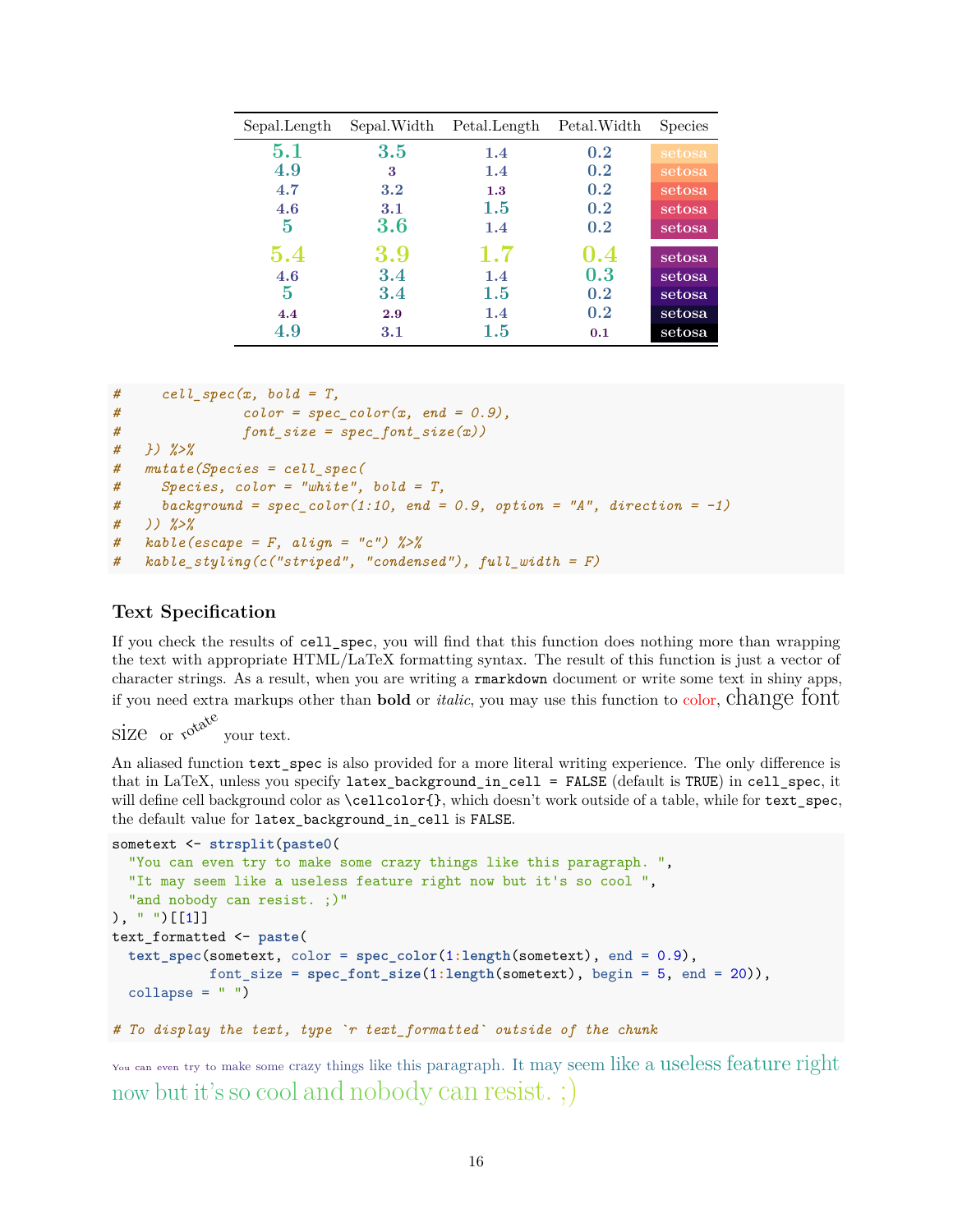| Sepal.Length | Sepal.Width | Petal.Length | Petal.Width | Species |
|---|---|---|---|---|
| 5.1 | 3.5 | 1.4 | 0.2 | setosa |
| 4.9 | 3 | 1.4 | 0.2 | setosa |
| 4.7 | 3.2 | 1.3 | 0.2 | setosa |
| 4.6 | 3.1 | 1.5 | 0.2 | setosa |
| 5 | 3.6 | 1.4 | 0.2 | setosa |
| 5.4 | 3.9 | 1.7 | 0.4 | setosa |
| 4.6 | 3.4 | 1.4 | 0.3 | setosa |
| 5 | 3.4 | 1.5 | 0.2 | setosa |
| 4.4 | 2.9 | 1.4 | 0.2 | setosa |
| 4.9 | 3.1 | 1.5 | 0.1 | setosa |

```
#     cell_spec(x, bold = T,
#               color = spec_color(x, end = 0.9),
#               font_size = spec_font_size(x))
#   }) %>%
#   mutate(Species = cell_spec(
#     Species, color = "white", bold = T,
#     background = spec_color(1:10, end = 0.9, option = "A", direction = -1)
#   )) %>%
#   kable(escape = F, align = "c") %>%
#   kable_styling(c("striped", "condensed"), full_width = F)
```

### Text Specification

If you check the results of `cell_spec`, you will find that this function does nothing more than wrapping the text with appropriate HTML/LaTeX formatting syntax. The result of this function is just a vector of character strings. As a result, when you are writing a `rmarkdown` document or write some text in shiny apps, if you need extra markups other than **bold** or *italic*, you may use this function to color, change font size or rotate your text.

An aliased function `text_spec` is also provided for a more literal writing experience. The only difference is that in LaTeX, unless you specify `latex_background_in_cell = FALSE` (default is `TRUE`) in `cell_spec`, it will define cell background color as `\cellcolor{}`, which doesn't work outside of a table, while for `text_spec`, the default value for `latex_background_in_cell` is `FALSE`.

```
sometext <- strsplit(paste0(
  "You can even try to make some crazy things like this paragraph. ",
  "It may seem like a useless feature right now but it's so cool ",
  "and nobody can resist. ;)"
), " ")[[1]]
text_formatted <- paste(
  text_spec(sometext, color = spec_color(1:length(sometext), end = 0.9),
            font_size = spec_font_size(1:length(sometext), begin = 5, end = 20)),
  collapse = " ")

# To display the text, type `r text_formatted` outside of the chunk
```

You can even try to make some crazy things like this paragraph. It may seem like a useless feature right now but it's so cool and nobody can resist. ;)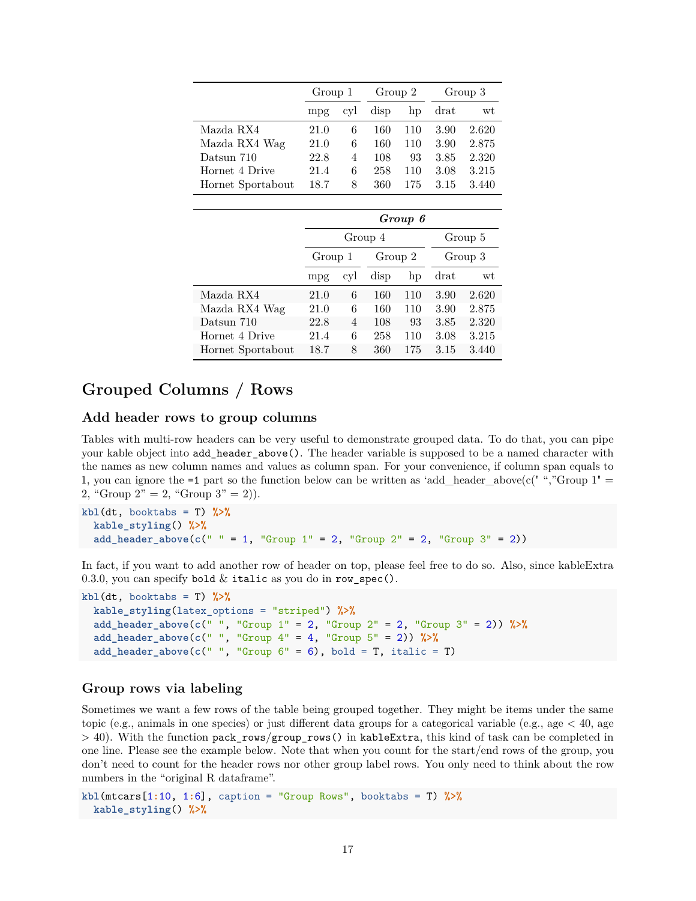| | Group 1 | | Group 2 | | Group 3 | |
|---|---|---|---|---|---|---|
| | mpg | cyl | disp | hp | drat | wt |
| Mazda RX4 | 21.0 | 6 | 160 | 110 | 3.90 | 2.620 |
| Mazda RX4 Wag | 21.0 | 6 | 160 | 110 | 3.90 | 2.875 |
| Datsun 710 | 22.8 | 4 | 108 | 93 | 3.85 | 2.320 |
| Hornet 4 Drive | 21.4 | 6 | 258 | 110 | 3.08 | 3.215 |
| Hornet Sportabout | 18.7 | 8 | 360 | 175 | 3.15 | 3.440 |

| | ***Group 6*** | | | | | |
|---|---|---|---|---|---|---|
| | Group 4 | | | | Group 5 | |
| | Group 1 | | Group 2 | | Group 3 | |
| | mpg | cyl | disp | hp | drat | wt |
| Mazda RX4 | 21.0 | 6 | 160 | 110 | 3.90 | 2.620 |
| Mazda RX4 Wag | 21.0 | 6 | 160 | 110 | 3.90 | 2.875 |
| Datsun 710 | 22.8 | 4 | 108 | 93 | 3.85 | 2.320 |
| Hornet 4 Drive | 21.4 | 6 | 258 | 110 | 3.08 | 3.215 |
| Hornet Sportabout | 18.7 | 8 | 360 | 175 | 3.15 | 3.440 |

# Grouped Columns / Rows

## Add header rows to group columns

Tables with multi-row headers can be very useful to demonstrate grouped data. To do that, you can pipe your kable object into `add_header_above()`. The header variable is supposed to be a named character with the names as new column names and values as column span. For your convenience, if column span equals to 1, you can ignore the `=1` part so the function below can be written as 'add_header_above(c(" ","Group 1" = 2, "Group 2" = 2, "Group 3" = 2)).

```
kbl(dt, booktabs = T) %>%
  kable_styling() %>%
  add_header_above(c(" " = 1, "Group 1" = 2, "Group 2" = 2, "Group 3" = 2))
```

In fact, if you want to add another row of header on top, please feel free to do so. Also, since kableExtra 0.3.0, you can specify `bold` & `italic` as you do in `row_spec()`.

```
kbl(dt, booktabs = T) %>%
  kable_styling(latex_options = "striped") %>%
  add_header_above(c(" ", "Group 1" = 2, "Group 2" = 2, "Group 3" = 2)) %>%
  add_header_above(c(" ", "Group 4" = 4, "Group 5" = 2)) %>%
  add_header_above(c(" ", "Group 6" = 6), bold = T, italic = T)
```

## Group rows via labeling

Sometimes we want a few rows of the table being grouped together. They might be items under the same topic (e.g., animals in one species) or just different data groups for a categorical variable (e.g., age < 40, age > 40). With the function `pack_rows/group_rows()` in `kableExtra`, this kind of task can be completed in one line. Please see the example below. Note that when you count for the start/end rows of the group, you don't need to count for the header rows nor other group label rows. You only need to think about the row numbers in the "original R dataframe".

```
kbl(mtcars[1:10, 1:6], caption = "Group Rows", booktabs = T) %>%
  kable_styling() %>%
```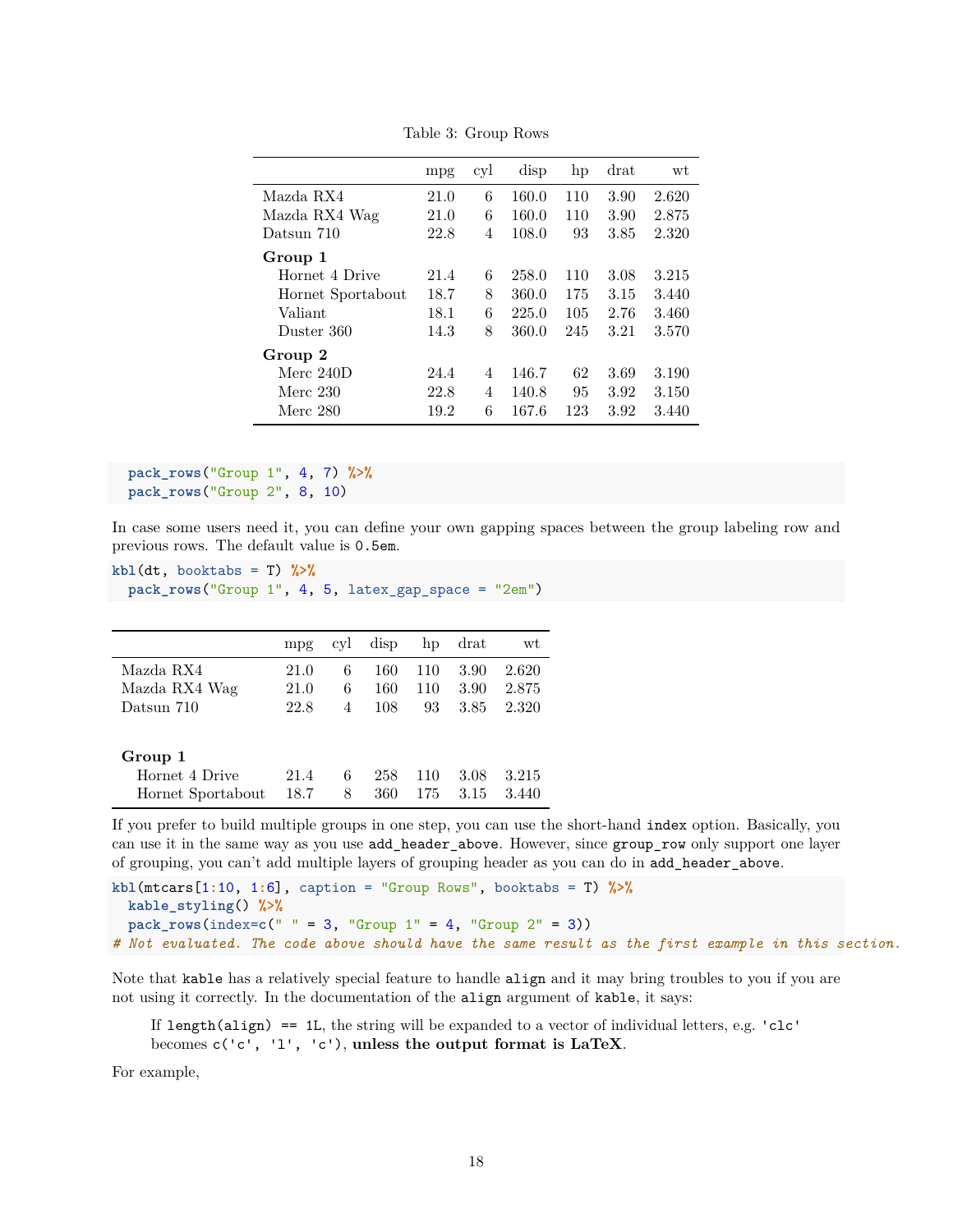Table 3: Group Rows

| | mpg | cyl | disp | hp | drat | wt |
|---|---|---|---|---|---|---|
| Mazda RX4 | 21.0 | 6 | 160.0 | 110 | 3.90 | 2.620 |
| Mazda RX4 Wag | 21.0 | 6 | 160.0 | 110 | 3.90 | 2.875 |
| Datsun 710 | 22.8 | 4 | 108.0 | 93 | 3.85 | 2.320 |
| **Group 1** | | | | | | |
| Hornet 4 Drive | 21.4 | 6 | 258.0 | 110 | 3.08 | 3.215 |
| Hornet Sportabout | 18.7 | 8 | 360.0 | 175 | 3.15 | 3.440 |
| Valiant | 18.1 | 6 | 225.0 | 105 | 2.76 | 3.460 |
| Duster 360 | 14.3 | 8 | 360.0 | 245 | 3.21 | 3.570 |
| **Group 2** | | | | | | |
| Merc 240D | 24.4 | 4 | 146.7 | 62 | 3.69 | 3.190 |
| Merc 230 | 22.8 | 4 | 140.8 | 95 | 3.92 | 3.150 |
| Merc 280 | 19.2 | 6 | 167.6 | 123 | 3.92 | 3.440 |

```
  pack_rows("Group 1", 4, 7) %>%
  pack_rows("Group 2", 8, 10)
```

In case some users need it, you can define your own gapping spaces between the group labeling row and previous rows. The default value is `0.5em`.

```
kbl(dt, booktabs = T) %>%
  pack_rows("Group 1", 4, 5, latex_gap_space = "2em")
```

| | mpg | cyl | disp | hp | drat | wt |
|---|---|---|---|---|---|---|
| Mazda RX4 | 21.0 | 6 | 160 | 110 | 3.90 | 2.620 |
| Mazda RX4 Wag | 21.0 | 6 | 160 | 110 | 3.90 | 2.875 |
| Datsun 710 | 22.8 | 4 | 108 | 93 | 3.85 | 2.320 |
| **Group 1** | | | | | | |
| Hornet 4 Drive | 21.4 | 6 | 258 | 110 | 3.08 | 3.215 |
| Hornet Sportabout | 18.7 | 8 | 360 | 175 | 3.15 | 3.440 |

If you prefer to build multiple groups in one step, you can use the short-hand `index` option. Basically, you can use it in the same way as you use `add_header_above`. However, since `group_row` only support one layer of grouping, you can't add multiple layers of grouping header as you can do in `add_header_above`.

```
kbl(mtcars[1:10, 1:6], caption = "Group Rows", booktabs = T) %>%
  kable_styling() %>%
  pack_rows(index=c(" " = 3, "Group 1" = 4, "Group 2" = 3))
# Not evaluated. The code above should have the same result as the first example in this section.
```

Note that `kable` has a relatively special feature to handle `align` and it may bring troubles to you if you are not using it correctly. In the documentation of the `align` argument of `kable`, it says:

> If `length(align) == 1L`, the string will be expanded to a vector of individual letters, e.g. `'clc'` becomes `c('c', 'l', 'c')`, **unless the output format is LaTeX**.

For example,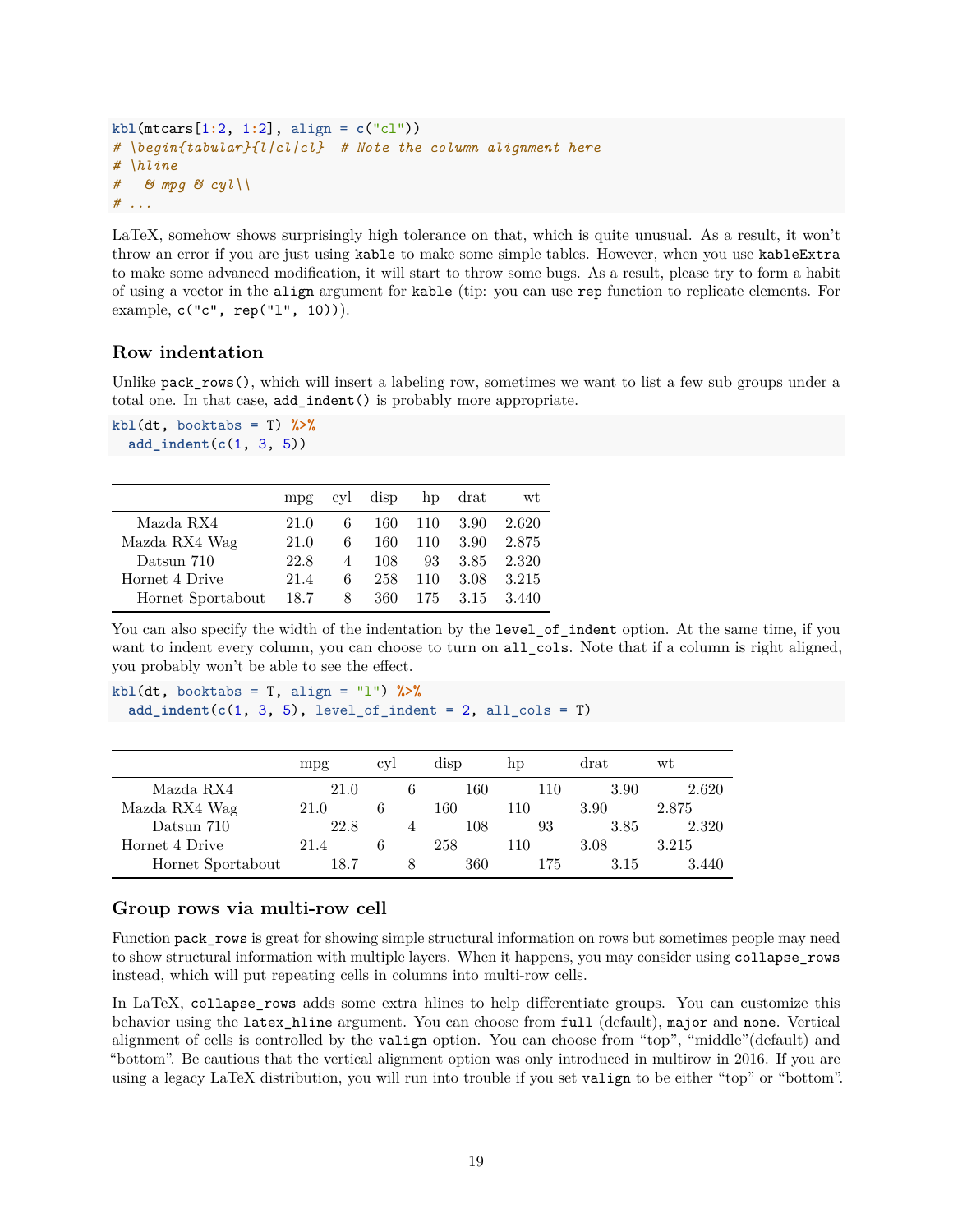```r
kbl(mtcars[1:2, 1:2], align = c("cl"))
# \begin{tabular}{l|cl|cl}  # Note the column alignment here
# \hline
#   & mpg & cyl\\
# ...
```

LaTeX, somehow shows surprisingly high tolerance on that, which is quite unusual. As a result, it won't throw an error if you are just using `kable` to make some simple tables. However, when you use `kableExtra` to make some advanced modification, it will start to throw some bugs. As a result, please try to form a habit of using a vector in the `align` argument for `kable` (tip: you can use `rep` function to replicate elements. For example, `c("c", rep("l", 10))`).

### Row indentation

Unlike `pack_rows()`, which will insert a labeling row, sometimes we want to list a few sub groups under a total one. In that case, `add_indent()` is probably more appropriate.

```r
kbl(dt, booktabs = T) %>%
  add_indent(c(1, 3, 5))
```

| | mpg | cyl | disp | hp | drat | wt |
|---|---|---|---|---|---|---|
| Mazda RX4 | 21.0 | 6 | 160 | 110 | 3.90 | 2.620 |
| Mazda RX4 Wag | 21.0 | 6 | 160 | 110 | 3.90 | 2.875 |
| Datsun 710 | 22.8 | 4 | 108 | 93 | 3.85 | 2.320 |
| Hornet 4 Drive | 21.4 | 6 | 258 | 110 | 3.08 | 3.215 |
| Hornet Sportabout | 18.7 | 8 | 360 | 175 | 3.15 | 3.440 |

You can also specify the width of the indentation by the `level_of_indent` option. At the same time, if you want to indent every column, you can choose to turn on `all_cols`. Note that if a column is right aligned, you probably won't be able to see the effect.

```r
kbl(dt, booktabs = T, align = "l") %>%
  add_indent(c(1, 3, 5), level_of_indent = 2, all_cols = T)
```

| | mpg | cyl | disp | hp | drat | wt |
|---|---|---|---|---|---|---|
| Mazda RX4 | 21.0 | 6 | 160 | 110 | 3.90 | 2.620 |
| Mazda RX4 Wag | 21.0 | 6 | 160 | 110 | 3.90 | 2.875 |
| Datsun 710 | 22.8 | 4 | 108 | 93 | 3.85 | 2.320 |
| Hornet 4 Drive | 21.4 | 6 | 258 | 110 | 3.08 | 3.215 |
| Hornet Sportabout | 18.7 | 8 | 360 | 175 | 3.15 | 3.440 |

### Group rows via multi-row cell

Function `pack_rows` is great for showing simple structural information on rows but sometimes people may need to show structural information with multiple layers. When it happens, you may consider using `collapse_rows` instead, which will put repeating cells in columns into multi-row cells.

In LaTeX, `collapse_rows` adds some extra hlines to help differentiate groups. You can customize this behavior using the `latex_hline` argument. You can choose from `full` (default), `major` and `none`. Vertical alignment of cells is controlled by the `valign` option. You can choose from "top", "middle"(default) and "bottom". Be cautious that the vertical alignment option was only introduced in multirow in 2016. If you are using a legacy LaTeX distribution, you will run into trouble if you set `valign` to be either "top" or "bottom".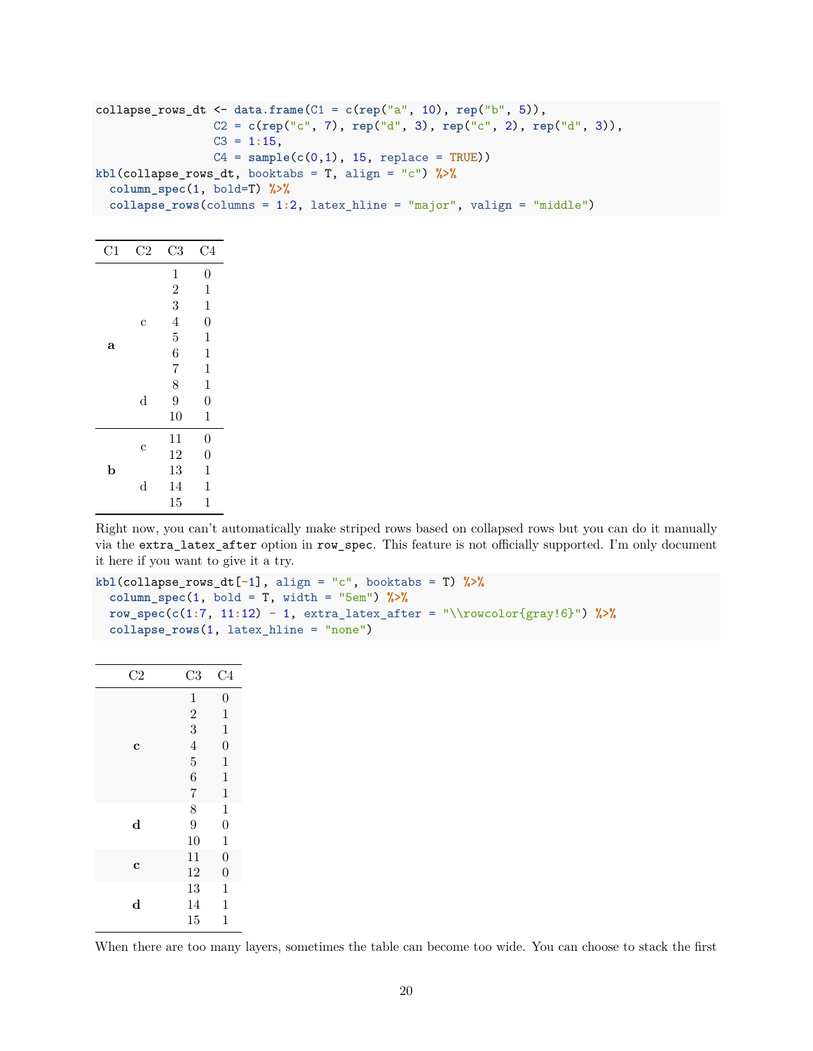```r
collapse_rows_dt <- data.frame(C1 = c(rep("a", 10), rep("b", 5)),
                 C2 = c(rep("c", 7), rep("d", 3), rep("c", 2), rep("d", 3)),
                 C3 = 1:15,
                 C4 = sample(c(0,1), 15, replace = TRUE))
kbl(collapse_rows_dt, booktabs = T, align = "c") %>%
  column_spec(1, bold=T) %>%
  collapse_rows(columns = 1:2, latex_hline = "major", valign = "middle")
```

| C1 | C2 | C3 | C4 |
|---|---|---|---|
| **a** | c | 1 | 0 |
| | | 2 | 1 |
| | | 3 | 1 |
| | | 4 | 0 |
| | | 5 | 1 |
| | | 6 | 1 |
| | | 7 | 1 |
| | d | 8 | 1 |
| | | 9 | 0 |
| | | 10 | 1 |
| **b** | c | 11 | 0 |
| | | 12 | 0 |
| | d | 13 | 1 |
| | | 14 | 1 |
| | | 15 | 1 |

Right now, you can't automatically make striped rows based on collapsed rows but you can do it manually via the `extra_latex_after` option in `row_spec`. This feature is not officially supported. I'm only document it here if you want to give it a try.

```r
kbl(collapse_rows_dt[-1], align = "c", booktabs = T) %>%
  column_spec(1, bold = T, width = "5em") %>%
  row_spec(c(1:7, 11:12) - 1, extra_latex_after = "\\rowcolor{gray!6}") %>%
  collapse_rows(1, latex_hline = "none")
```

| C2 | C3 | C4 |
|---|---|---|
| **c** | 1 | 0 |
| | 2 | 1 |
| | 3 | 1 |
| | 4 | 0 |
| | 5 | 1 |
| | 6 | 1 |
| | 7 | 1 |
| **d** | 8 | 1 |
| | 9 | 0 |
| | 10 | 1 |
| **c** | 11 | 0 |
| | 12 | 0 |
| **d** | 13 | 1 |
| | 14 | 1 |
| | 15 | 1 |

When there are too many layers, sometimes the table can become too wide. You can choose to stack the first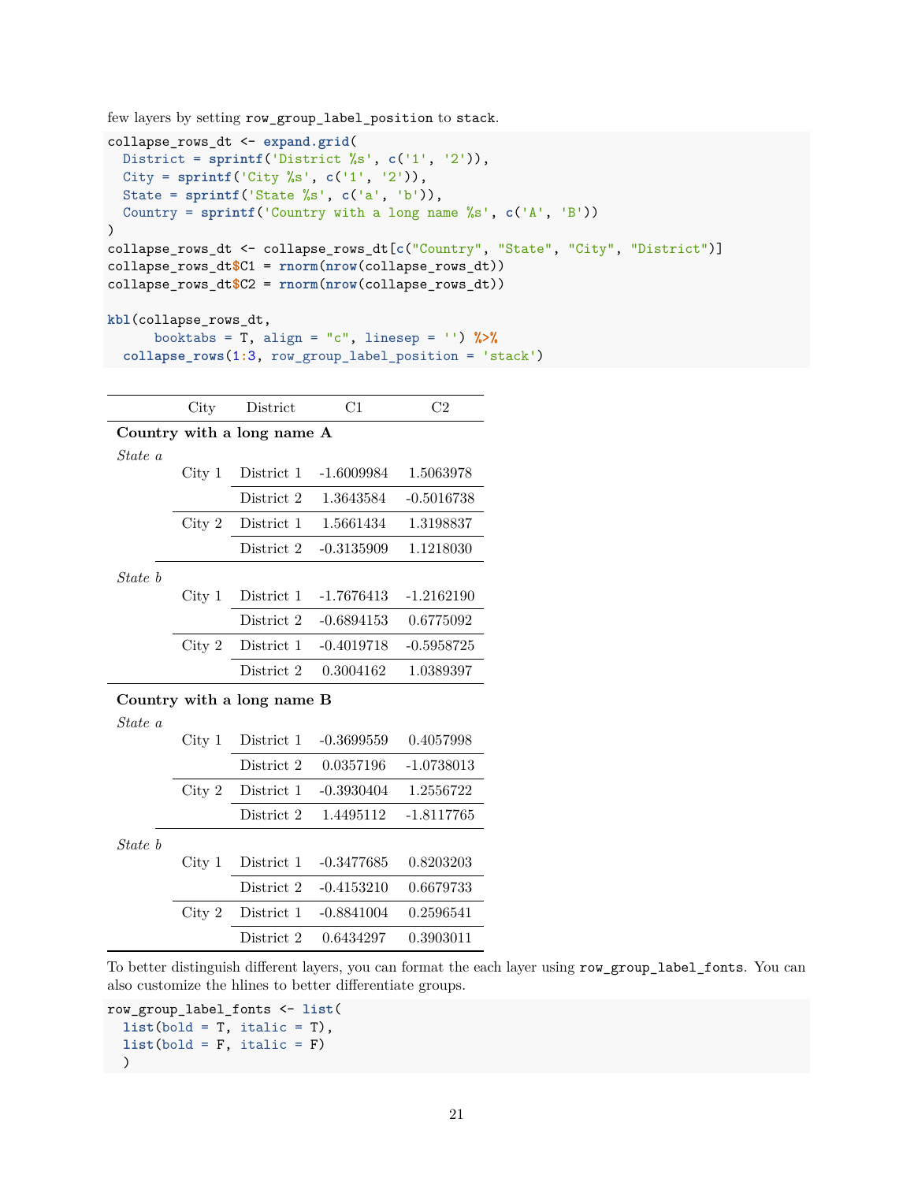few layers by setting `row_group_label_position` to `stack`.

```
collapse_rows_dt <- expand.grid(
  District = sprintf('District %s', c('1', '2')),
  City = sprintf('City %s', c('1', '2')),
  State = sprintf('State %s', c('a', 'b')),
  Country = sprintf('Country with a long name %s', c('A', 'B'))
)
collapse_rows_dt <- collapse_rows_dt[c("Country", "State", "City", "District")]
collapse_rows_dt$C1 = rnorm(nrow(collapse_rows_dt))
collapse_rows_dt$C2 = rnorm(nrow(collapse_rows_dt))

kbl(collapse_rows_dt,
      booktabs = T, align = "c", linesep = '') %>%
  collapse_rows(1:3, row_group_label_position = 'stack')
```

| City | District | C1 | C2 |
|---|---|---|---|
| **Country with a long name A** | | | |
| *State a* | | | |
| City 1 | District 1 | -1.6009984 | 1.5063978 |
| | District 2 | 1.3643584 | -0.5016738 |
| City 2 | District 1 | 1.5661434 | 1.3198837 |
| | District 2 | -0.3135909 | 1.1218030 |
| *State b* | | | |
| City 1 | District 1 | -1.7676413 | -1.2162190 |
| | District 2 | -0.6894153 | 0.6775092 |
| City 2 | District 1 | -0.4019718 | -0.5958725 |
| | District 2 | 0.3004162 | 1.0389397 |
| **Country with a long name B** | | | |
| *State a* | | | |
| City 1 | District 1 | -0.3699559 | 0.4057998 |
| | District 2 | 0.0357196 | -1.0738013 |
| City 2 | District 1 | -0.3930404 | 1.2556722 |
| | District 2 | 1.4495112 | -1.8117765 |
| *State b* | | | |
| City 1 | District 1 | -0.3477685 | 0.8203203 |
| | District 2 | -0.4153210 | 0.6679733 |
| City 2 | District 1 | -0.8841004 | 0.2596541 |
| | District 2 | 0.6434297 | 0.3903011 |

To better distinguish different layers, you can format the each layer using `row_group_label_fonts`. You can also customize the hlines to better differentiate groups.

```
row_group_label_fonts <- list(
  list(bold = T, italic = T),
  list(bold = F, italic = F)
  )
```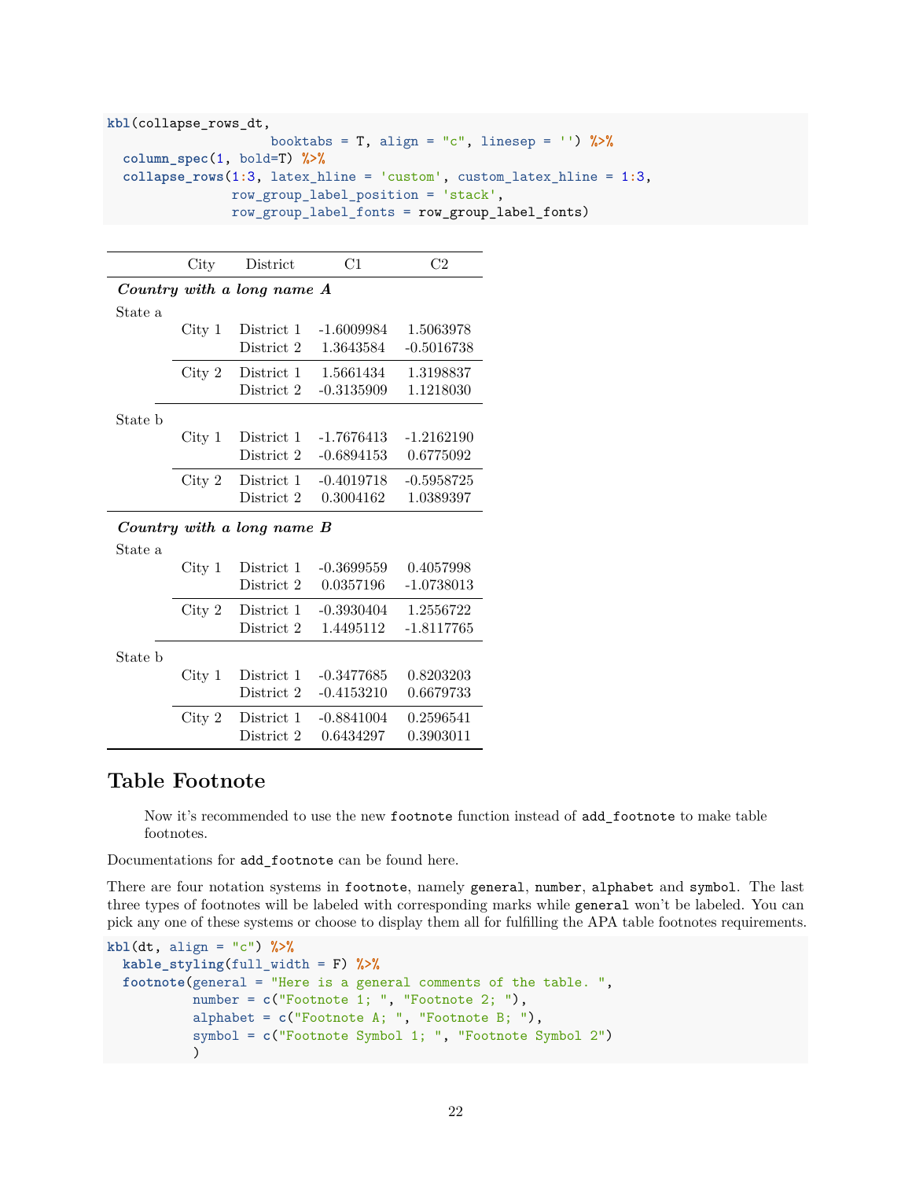```r
kbl(collapse_rows_dt,
                    booktabs = T, align = "c", linesep = '') %>%
  column_spec(1, bold=T) %>%
  collapse_rows(1:3, latex_hline = 'custom', custom_latex_hline = 1:3,
                row_group_label_position = 'stack',
                row_group_label_fonts = row_group_label_fonts)
```

| | City | District | C1 | C2 |
|---|---|---|---|---|
| ***Country with a long name A*** | | | | |
| State a | | | | |
| | City 1 | District 1 | -1.6009984 | 1.5063978 |
| | | District 2 | 1.3643584 | -0.5016738 |
| | City 2 | District 1 | 1.5661434 | 1.3198837 |
| | | District 2 | -0.3135909 | 1.1218030 |
| State b | | | | |
| | City 1 | District 1 | -1.7676413 | -1.2162190 |
| | | District 2 | -0.6894153 | 0.6775092 |
| | City 2 | District 1 | -0.4019718 | -0.5958725 |
| | | District 2 | 0.3004162 | 1.0389397 |
| ***Country with a long name B*** | | | | |
| State a | | | | |
| | City 1 | District 1 | -0.3699559 | 0.4057998 |
| | | District 2 | 0.0357196 | -1.0738013 |
| | City 2 | District 1 | -0.3930404 | 1.2556722 |
| | | District 2 | 1.4495112 | -1.8117765 |
| State b | | | | |
| | City 1 | District 1 | -0.3477685 | 0.8203203 |
| | | District 2 | -0.4153210 | 0.6679733 |
| | City 2 | District 1 | -0.8841004 | 0.2596541 |
| | | District 2 | 0.6434297 | 0.3903011 |

## Table Footnote

> Now it's recommended to use the new `footnote` function instead of `add_footnote` to make table footnotes.

Documentations for `add_footnote` can be found here.

There are four notation systems in `footnote`, namely `general`, `number`, `alphabet` and `symbol`. The last three types of footnotes will be labeled with corresponding marks while `general` won't be labeled. You can pick any one of these systems or choose to display them all for fulfilling the APA table footnotes requirements.

```r
kbl(dt, align = "c") %>%
  kable_styling(full_width = F) %>%
  footnote(general = "Here is a general comments of the table. ",
           number = c("Footnote 1; ", "Footnote 2; "),
           alphabet = c("Footnote A; ", "Footnote B; "),
           symbol = c("Footnote Symbol 1; ", "Footnote Symbol 2")
           )
```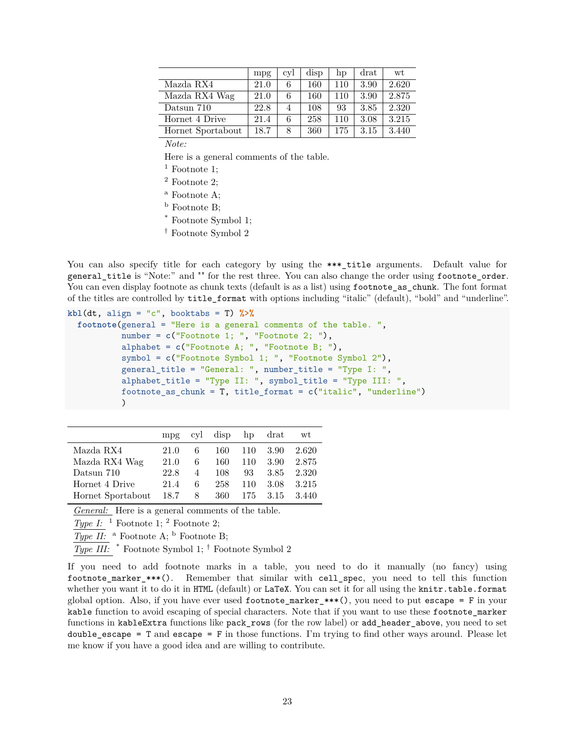|  | mpg | cyl | disp | hp | drat | wt |
|---|---|---|---|---|---|---|
| Mazda RX4 | 21.0 | 6 | 160 | 110 | 3.90 | 2.620 |
| Mazda RX4 Wag | 21.0 | 6 | 160 | 110 | 3.90 | 2.875 |
| Datsun 710 | 22.8 | 4 | 108 | 93 | 3.85 | 2.320 |
| Hornet 4 Drive | 21.4 | 6 | 258 | 110 | 3.08 | 3.215 |
| Hornet Sportabout | 18.7 | 8 | 360 | 175 | 3.15 | 3.440 |

*Note:*

Here is a general comments of the table.

[1] Footnote 1;

[2] Footnote 2;

[a] Footnote A;

[b] Footnote B;

[*] Footnote Symbol 1;

[†] Footnote Symbol 2

You can also specify title for each category by using the `***_title` arguments. Default value for `general_title` is "Note:" and "" for the rest three. You can also change the order using `footnote_order`. You can even display footnote as chunk texts (default is as a list) using `footnote_as_chunk`. The font format of the titles are controlled by `title_format` with options including "italic" (default), "bold" and "underline".

```
kbl(dt, align = "c", booktabs = T) %>%
  footnote(general = "Here is a general comments of the table. ",
           number = c("Footnote 1; ", "Footnote 2; "),
           alphabet = c("Footnote A; ", "Footnote B; "),
           symbol = c("Footnote Symbol 1; ", "Footnote Symbol 2"),
           general_title = "General: ", number_title = "Type I: ",
           alphabet_title = "Type II: ", symbol_title = "Type III: ",
           footnote_as_chunk = T, title_format = c("italic", "underline")
           )
```

|  | mpg | cyl | disp | hp | drat | wt |
|---|---|---|---|---|---|---|
| Mazda RX4 | 21.0 | 6 | 160 | 110 | 3.90 | 2.620 |
| Mazda RX4 Wag | 21.0 | 6 | 160 | 110 | 3.90 | 2.875 |
| Datsun 710 | 22.8 | 4 | 108 | 93 | 3.85 | 2.320 |
| Hornet 4 Drive | 21.4 | 6 | 258 | 110 | 3.08 | 3.215 |
| Hornet Sportabout | 18.7 | 8 | 360 | 175 | 3.15 | 3.440 |

*General:* Here is a general comments of the table.
*Type I:* [1] Footnote 1; [2] Footnote 2;
*Type II:* [a] Footnote A; [b] Footnote B;
*Type III:* [*] Footnote Symbol 1; [†] Footnote Symbol 2

If you need to add footnote marks in a table, you need to do it manually (no fancy) using `footnote_marker_***()`. Remember that similar with `cell_spec`, you need to tell this function whether you want it to do it in `HTML` (default) or `LaTeX`. You can set it for all using the `knitr.table.format` global option. Also, if you have ever used `footnote_marker_***()`, you need to put `escape = F` in your `kable` function to avoid escaping of special characters. Note that if you want to use these `footnote_marker` functions in `kableExtra` functions like `pack_rows` (for the row label) or `add_header_above`, you need to set `double_escape = T` and `escape = F` in those functions. I'm trying to find other ways around. Please let me know if you have a good idea and are willing to contribute.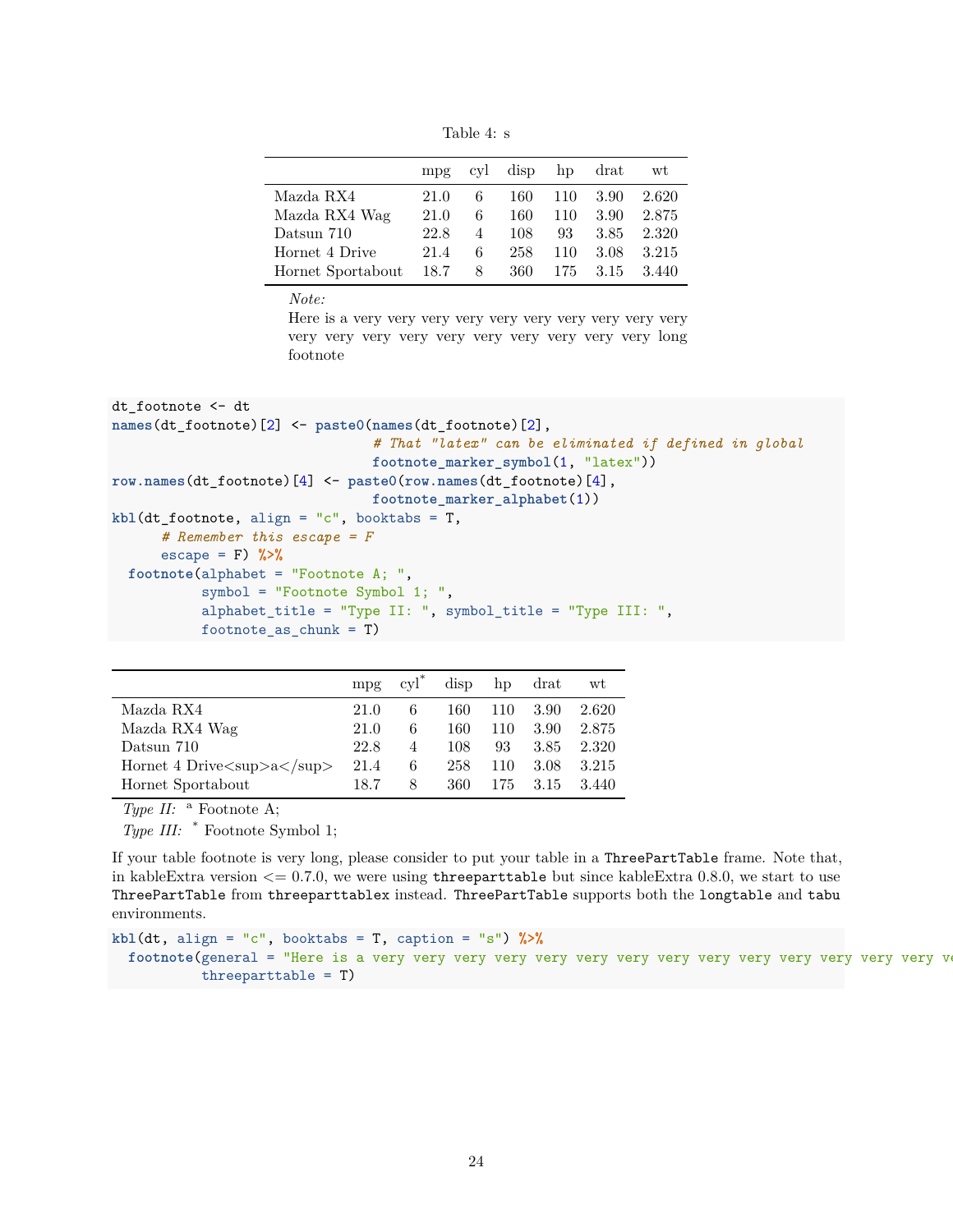Table 4: s

| | mpg | cyl | disp | hp | drat | wt |
|---|---|---|---|---|---|---|
| Mazda RX4 | 21.0 | 6 | 160 | 110 | 3.90 | 2.620 |
| Mazda RX4 Wag | 21.0 | 6 | 160 | 110 | 3.90 | 2.875 |
| Datsun 710 | 22.8 | 4 | 108 | 93 | 3.85 | 2.320 |
| Hornet 4 Drive | 21.4 | 6 | 258 | 110 | 3.08 | 3.215 |
| Hornet Sportabout | 18.7 | 8 | 360 | 175 | 3.15 | 3.440 |

*Note:*
Here is a very very very very very very very very very very very very very very very very very very very very long footnote

```r
dt_footnote <- dt
names(dt_footnote)[2] <- paste0(names(dt_footnote)[2],
                                # That "latex" can be eliminated if defined in global
                                footnote_marker_symbol(1, "latex"))
row.names(dt_footnote)[4] <- paste0(row.names(dt_footnote)[4],
                                footnote_marker_alphabet(1))
kbl(dt_footnote, align = "c", booktabs = T,
      # Remember this escape = F
      escape = F) %>%
  footnote(alphabet = "Footnote A; ",
           symbol = "Footnote Symbol 1; ",
           alphabet_title = "Type II: ", symbol_title = "Type III: ",
           footnote_as_chunk = T)
```

| | mpg | cyl* | disp | hp | drat | wt |
|---|---|---|---|---|---|---|
| Mazda RX4 | 21.0 | 6 | 160 | 110 | 3.90 | 2.620 |
| Mazda RX4 Wag | 21.0 | 6 | 160 | 110 | 3.90 | 2.875 |
| Datsun 710 | 22.8 | 4 | 108 | 93 | 3.85 | 2.320 |
| Hornet 4 Drive&lt;sup&gt;a&lt;/sup&gt; | 21.4 | 6 | 258 | 110 | 3.08 | 3.215 |
| Hornet Sportabout | 18.7 | 8 | 360 | 175 | 3.15 | 3.440 |

*Type II:* [a] Footnote A;
*Type III:* * Footnote Symbol 1;

If your table footnote is very long, please consider to put your table in a `ThreePartTable` frame. Note that, in kableExtra version <= 0.7.0, we were using `threeparttable` but since kableExtra 0.8.0, we start to use `ThreePartTable` from `threeparttablex` instead. `ThreePartTable` supports both the `longtable` and `tabu` environments.

```r
kbl(dt, align = "c", booktabs = T, caption = "s") %>%
  footnote(general = "Here is a very very very very very very very very very very very very very very ve
           threeparttable = T)
```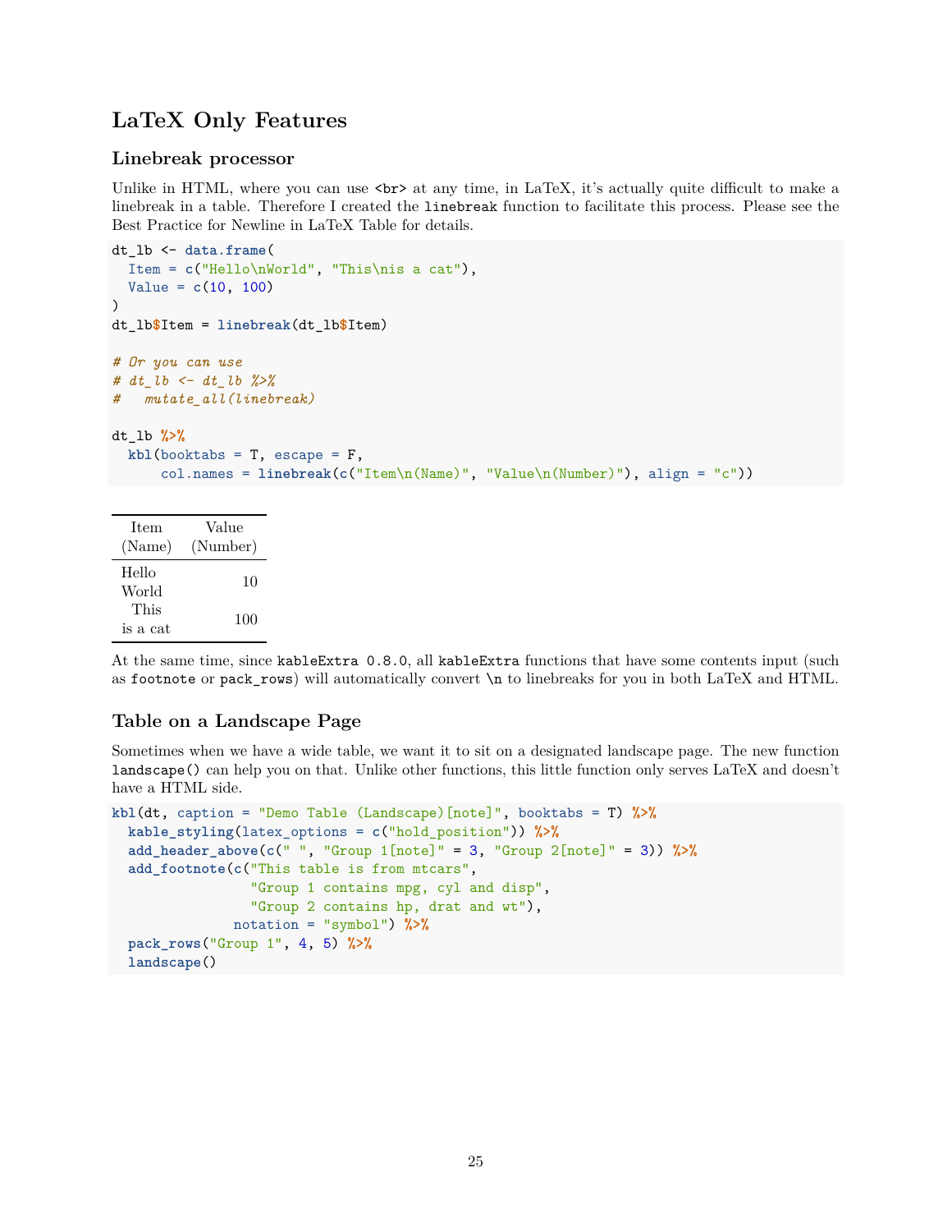# LaTeX Only Features

## Linebreak processor

Unlike in HTML, where you can use `<br>` at any time, in LaTeX, it's actually quite difficult to make a linebreak in a table. Therefore I created the `linebreak` function to facilitate this process. Please see the Best Practice for Newline in LaTeX Table for details.

```
dt_lb <- data.frame(
  Item = c("Hello\nWorld", "This\nis a cat"),
  Value = c(10, 100)
)
dt_lb$Item = linebreak(dt_lb$Item)

# Or you can use
# dt_lb <- dt_lb %>%
#   mutate_all(linebreak)

dt_lb %>%
  kbl(booktabs = T, escape = F,
      col.names = linebreak(c("Item\n(Name)", "Value\n(Number)"), align = "c"))
```

| Item<br>(Name) | Value<br>(Number) |
|---|---|
| Hello<br>World | 10 |
| This<br>is a cat | 100 |

At the same time, since `kableExtra 0.8.0`, all `kableExtra` functions that have some contents input (such as `footnote` or `pack_rows`) will automatically convert `\n` to linebreaks for you in both LaTeX and HTML.

## Table on a Landscape Page

Sometimes when we have a wide table, we want it to sit on a designated landscape page. The new function `landscape()` can help you on that. Unlike other functions, this little function only serves LaTeX and doesn't have a HTML side.

```
kbl(dt, caption = "Demo Table (Landscape)[note]", booktabs = T) %>%
  kable_styling(latex_options = c("hold_position")) %>%
  add_header_above(c(" ", "Group 1[note]" = 3, "Group 2[note]" = 3)) %>%
  add_footnote(c("This table is from mtcars",
                 "Group 1 contains mpg, cyl and disp",
                 "Group 2 contains hp, drat and wt"),
               notation = "symbol") %>%
  pack_rows("Group 1", 4, 5) %>%
  landscape()
```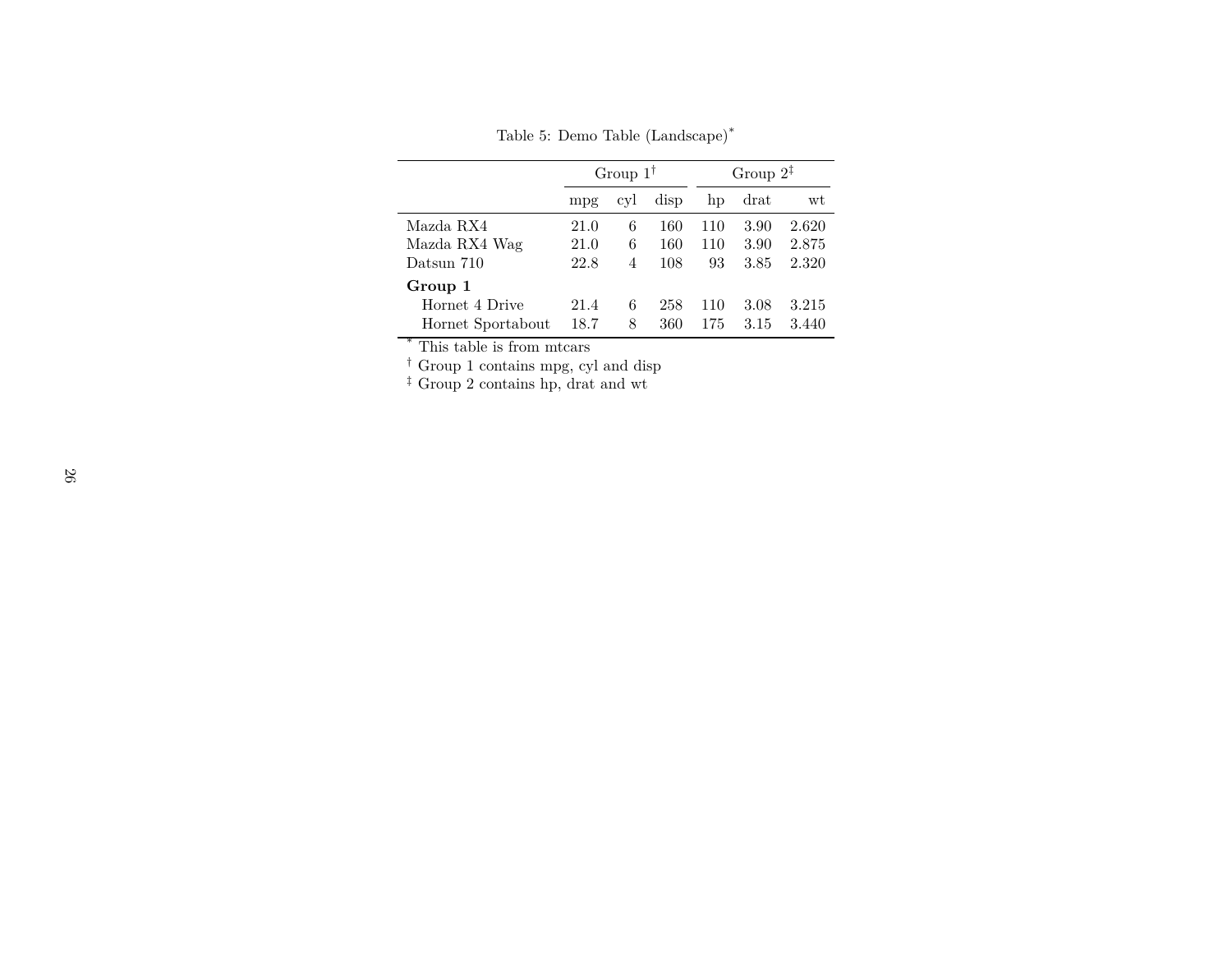Table 5: Demo Table (Landscape)[*]

| | Group 1[†] | | | Group 2[‡] | | |
|---|---|---|---|---|---|---|
| | mpg | cyl | disp | hp | drat | wt |
| Mazda RX4 | 21.0 | 6 | 160 | 110 | 3.90 | 2.620 |
| Mazda RX4 Wag | 21.0 | 6 | 160 | 110 | 3.90 | 2.875 |
| Datsun 710 | 22.8 | 4 | 108 | 93 | 3.85 | 2.320 |
| **Group 1** | | | | | | |
| Hornet 4 Drive | 21.4 | 6 | 258 | 110 | 3.08 | 3.215 |
| Hornet Sportabout | 18.7 | 8 | 360 | 175 | 3.15 | 3.440 |

[*] This table is from mtcars

[†] Group 1 contains mpg, cyl and disp

[‡] Group 2 contains hp, drat and wt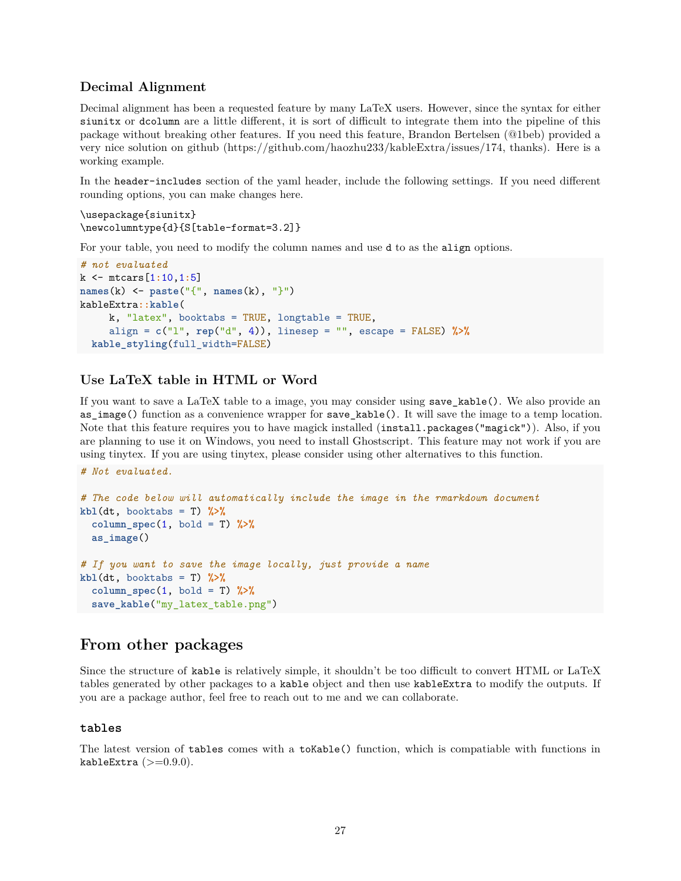### Decimal Alignment

Decimal alignment has been a requested feature by many LaTeX users. However, since the syntax for either `siunitx` or `dcolumn` are a little different, it is sort of difficult to integrate them into the pipeline of this package without breaking other features. If you need this feature, Brandon Bertelsen (@1beb) provided a very nice solution on github (https://github.com/haozhu233/kableExtra/issues/174, thanks). Here is a working example.

In the `header-includes` section of the yaml header, include the following settings. If you need different rounding options, you can make changes here.

```
\usepackage{siunitx}
\newcolumntype{d}{S[table-format=3.2]}
```

For your table, you need to modify the column names and use `d` to as the `align` options.

```r
# not evaluated
k <- mtcars[1:10,1:5]
names(k) <- paste("{", names(k), "}")
kableExtra::kable(
     k, "latex", booktabs = TRUE, longtable = TRUE,
     align = c("l", rep("d", 4)), linesep = "", escape = FALSE) %>%
  kable_styling(full_width=FALSE)
```

### Use LaTeX table in HTML or Word

If you want to save a LaTeX table to a image, you may consider using `save_kable()`. We also provide an `as_image()` function as a convenience wrapper for `save_kable()`. It will save the image to a temp location. Note that this feature requires you to have magick installed (`install.packages("magick")`). Also, if you are planning to use it on Windows, you need to install Ghostscript. This feature may not work if you are using tinytex. If you are using tinytex, please consider using other alternatives to this function.

```r
# Not evaluated.

# The code below will automatically include the image in the rmarkdown document
kbl(dt, booktabs = T) %>%
  column_spec(1, bold = T) %>%
  as_image()

# If you want to save the image locally, just provide a name
kbl(dt, booktabs = T) %>%
  column_spec(1, bold = T) %>%
  save_kable("my_latex_table.png")
```

## From other packages

Since the structure of `kable` is relatively simple, it shouldn't be too difficult to convert HTML or LaTeX tables generated by other packages to a `kable` object and then use `kableExtra` to modify the outputs. If you are a package author, feel free to reach out to me and we can collaborate.

### `tables`

The latest version of `tables` comes with a `toKable()` function, which is compatiable with functions in `kableExtra` (>=0.9.0).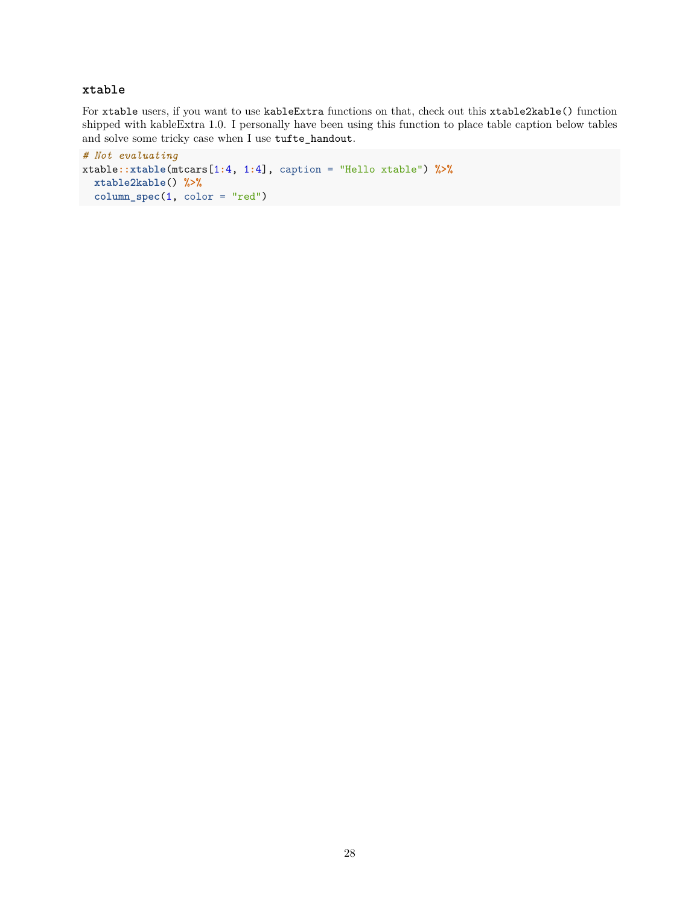### `xtable`

For `xtable` users, if you want to use `kableExtra` functions on that, check out this `xtable2kable()` function shipped with kableExtra 1.0. I personally have been using this function to place table caption below tables and solve some tricky case when I use `tufte_handout`.

```r
# Not evaluating
xtable::xtable(mtcars[1:4, 1:4], caption = "Hello xtable") %>%
  xtable2kable() %>%
  column_spec(1, color = "red")
```